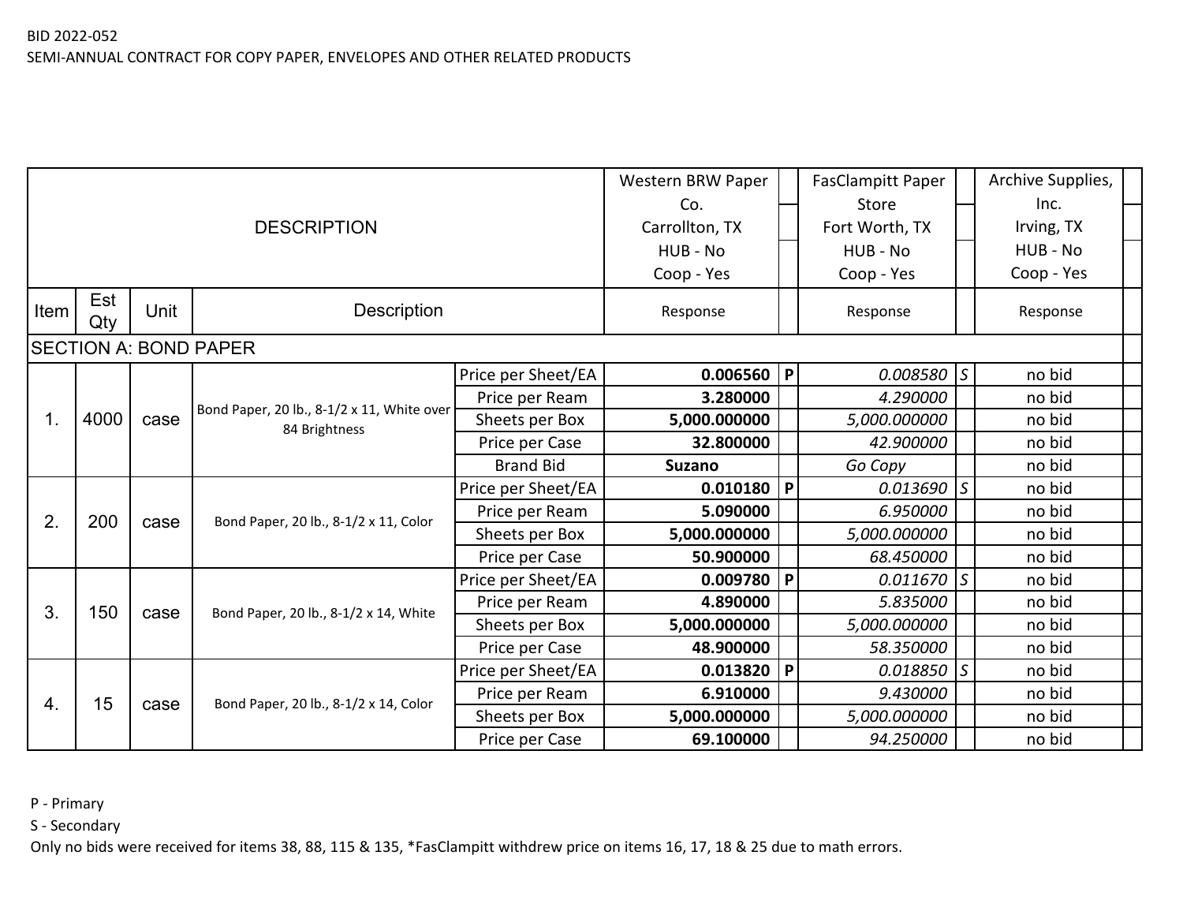BID 2022-052
SEMI-ANNUAL CONTRACT FOR COPY PAPER, ENVELOPES AND OTHER RELATED PRODUCTS

| DESCRIPTION | | | | | Western BRW Paper Co.<br>Carrollton, TX<br>HUB - No<br>Coop - Yes | | FasClampitt Paper Store<br>Fort Worth, TX<br>HUB - No<br>Coop - Yes | | Archive Supplies, Inc.<br>Irving, TX<br>HUB - No<br>Coop - Yes | |
|---|---|---|---|---|---|---|---|---|---|---|
| Item | Est Qty | Unit | Description | | Response | | Response | | Response | |
| SECTION A: BOND PAPER | | | | | | | | | | |
| 1. | 4000 | case | Bond Paper, 20 lb., 8-1/2 x 11, White over 84 Brightness | Price per Sheet/EA | **0.006560** | **P** | *0.008580* | *S* | no bid | |
| | | | | Price per Ream | **3.280000** | | *4.290000* | | no bid | |
| | | | | Sheets per Box | **5,000.000000** | | *5,000.000000* | | no bid | |
| | | | | Price per Case | **32.800000** | | *42.900000* | | no bid | |
| | | | | Brand Bid | **Suzano** | | *Go Copy* | | no bid | |
| 2. | 200 | case | Bond Paper, 20 lb., 8-1/2 x 11, Color | Price per Sheet/EA | **0.010180** | **P** | *0.013690* | *S* | no bid | |
| | | | | Price per Ream | **5.090000** | | *6.950000* | | no bid | |
| | | | | Sheets per Box | **5,000.000000** | | *5,000.000000* | | no bid | |
| | | | | Price per Case | **50.900000** | | *68.450000* | | no bid | |
| 3. | 150 | case | Bond Paper, 20 lb., 8-1/2 x 14, White | Price per Sheet/EA | **0.009780** | **P** | *0.011670* | *S* | no bid | |
| | | | | Price per Ream | **4.890000** | | *5.835000* | | no bid | |
| | | | | Sheets per Box | **5,000.000000** | | *5,000.000000* | | no bid | |
| | | | | Price per Case | **48.900000** | | *58.350000* | | no bid | |
| 4. | 15 | case | Bond Paper, 20 lb., 8-1/2 x 14, Color | Price per Sheet/EA | **0.013820** | **P** | *0.018850* | *S* | no bid | |
| | | | | Price per Ream | **6.910000** | | *9.430000* | | no bid | |
| | | | | Sheets per Box | **5,000.000000** | | *5,000.000000* | | no bid | |
| | | | | Price per Case | **69.100000** | | *94.250000* | | no bid | |

P - Primary
S - Secondary
Only no bids were received for items 38, 88, 115 & 135, *FasClampitt withdrew price on items 16, 17, 18 & 25 due to math errors.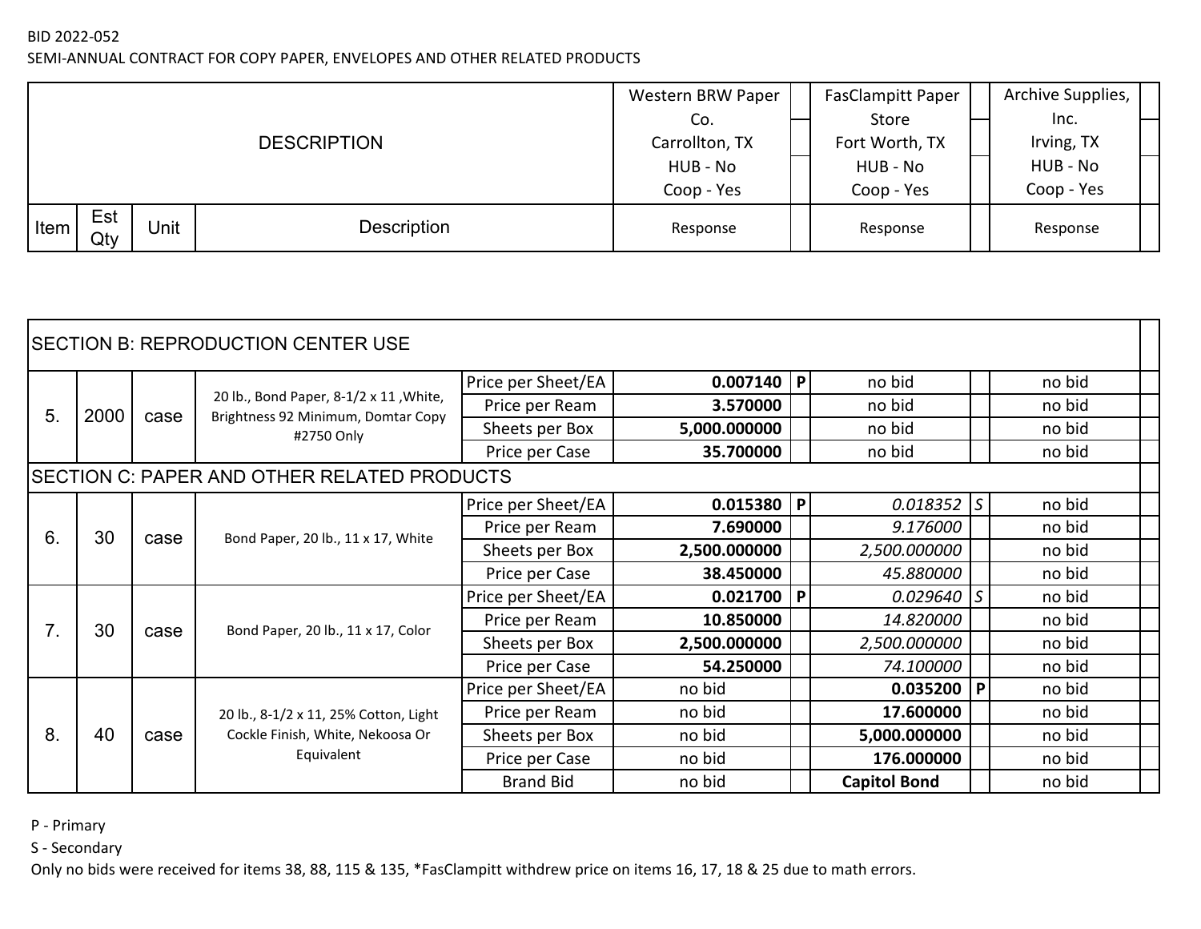BID 2022-052

SEMI-ANNUAL CONTRACT FOR COPY PAPER, ENVELOPES AND OTHER RELATED PRODUCTS

| DESCRIPTION | | | | | Western BRW Paper Co. Carrollton, TX HUB - No Coop - Yes | | FasClampitt Paper Store Fort Worth, TX HUB - No Coop - Yes | | Archive Supplies, Inc. Irving, TX HUB - No Coop - Yes | |
|---|---|---|---|---|---|---|---|---|---|---|
| Item | Est Qty | Unit | Description | | Response | | Response | | Response | |
| **SECTION B: REPRODUCTION CENTER USE** | | | | | | | | | | |
| 5. | 2000 | case | 20 lb., Bond Paper, 8-1/2 x 11 ,White, Brightness 92 Minimum, Domtar Copy #2750 Only | Price per Sheet/EA | **0.007140** | **P** | no bid | | no bid | |
| | | | | Price per Ream | **3.570000** | | no bid | | no bid | |
| | | | | Sheets per Box | **5,000.000000** | | no bid | | no bid | |
| | | | | Price per Case | **35.700000** | | no bid | | no bid | |
| **SECTION C: PAPER AND OTHER RELATED PRODUCTS** | | | | | | | | | | |
| 6. | 30 | case | Bond Paper, 20 lb., 11 x 17, White | Price per Sheet/EA | **0.015380** | **P** | *0.018352* | *S* | no bid | |
| | | | | Price per Ream | **7.690000** | | *9.176000* | | no bid | |
| | | | | Sheets per Box | **2,500.000000** | | *2,500.000000* | | no bid | |
| | | | | Price per Case | **38.450000** | | *45.880000* | | no bid | |
| 7. | 30 | case | Bond Paper, 20 lb., 11 x 17, Color | Price per Sheet/EA | **0.021700** | **P** | *0.029640* | *S* | no bid | |
| | | | | Price per Ream | **10.850000** | | *14.820000* | | no bid | |
| | | | | Sheets per Box | **2,500.000000** | | *2,500.000000* | | no bid | |
| | | | | Price per Case | **54.250000** | | *74.100000* | | no bid | |
| 8. | 40 | case | 20 lb., 8-1/2 x 11, 25% Cotton, Light Cockle Finish, White, Nekoosa Or Equivalent | Price per Sheet/EA | no bid | | **0.035200** | **P** | no bid | |
| | | | | Price per Ream | no bid | | **17.600000** | | no bid | |
| | | | | Sheets per Box | no bid | | **5,000.000000** | | no bid | |
| | | | | Price per Case | no bid | | **176.000000** | | no bid | |
| | | | | Brand Bid | no bid | | **Capitol Bond** | | no bid | |

P - Primary

S - Secondary

Only no bids were received for items 38, 88, 115 & 135, *FasClampitt withdrew price on items 16, 17, 18 & 25 due to math errors.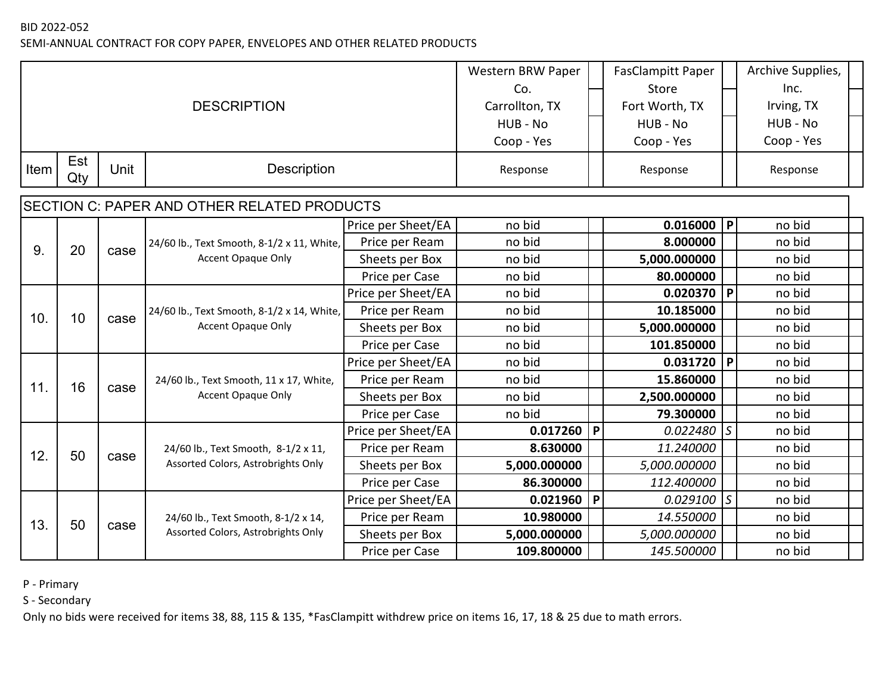BID 2022-052

SEMI-ANNUAL CONTRACT FOR COPY PAPER, ENVELOPES AND OTHER RELATED PRODUCTS

| DESCRIPTION | | | | | Western BRW Paper Co.<br>Carrollton, TX<br>HUB - No<br>Coop - Yes | | FasClampitt Paper Store<br>Fort Worth, TX<br>HUB - No<br>Coop - Yes | | Archive Supplies, Inc.<br>Irving, TX<br>HUB - No<br>Coop - Yes | |
|---|---|---|---|---|---|---|---|---|---|---|
| Item | Est Qty | Unit | Description | | Response | | Response | | Response | |
| **SECTION C: PAPER AND OTHER RELATED PRODUCTS** | | | | | | | | | | |
| 9. | 20 | case | 24/60 lb., Text Smooth, 8-1/2 x 11, White, Accent Opaque Only | Price per Sheet/EA | no bid | | **0.016000** | **P** | no bid | |
| | | | | Price per Ream | no bid | | **8.000000** | | no bid | |
| | | | | Sheets per Box | no bid | | **5,000.000000** | | no bid | |
| | | | | Price per Case | no bid | | **80.000000** | | no bid | |
| 10. | 10 | case | 24/60 lb., Text Smooth, 8-1/2 x 14, White, Accent Opaque Only | Price per Sheet/EA | no bid | | **0.020370** | **P** | no bid | |
| | | | | Price per Ream | no bid | | **10.185000** | | no bid | |
| | | | | Sheets per Box | no bid | | **5,000.000000** | | no bid | |
| | | | | Price per Case | no bid | | **101.850000** | | no bid | |
| 11. | 16 | case | 24/60 lb., Text Smooth, 11 x 17, White, Accent Opaque Only | Price per Sheet/EA | no bid | | **0.031720** | **P** | no bid | |
| | | | | Price per Ream | no bid | | **15.860000** | | no bid | |
| | | | | Sheets per Box | no bid | | **2,500.000000** | | no bid | |
| | | | | Price per Case | no bid | | **79.300000** | | no bid | |
| 12. | 50 | case | 24/60 lb., Text Smooth, 8-1/2 x 11, Assorted Colors, Astrobrights Only | Price per Sheet/EA | **0.017260** | **P** | *0.022480* | *S* | no bid | |
| | | | | Price per Ream | **8.630000** | | *11.240000* | | no bid | |
| | | | | Sheets per Box | **5,000.000000** | | *5,000.000000* | | no bid | |
| | | | | Price per Case | **86.300000** | | *112.400000* | | no bid | |
| 13. | 50 | case | 24/60 lb., Text Smooth, 8-1/2 x 14, Assorted Colors, Astrobrights Only | Price per Sheet/EA | **0.021960** | **P** | *0.029100* | *S* | no bid | |
| | | | | Price per Ream | **10.980000** | | *14.550000* | | no bid | |
| | | | | Sheets per Box | **5,000.000000** | | *5,000.000000* | | no bid | |
| | | | | Price per Case | **109.800000** | | *145.500000* | | no bid | |

P - Primary

S - Secondary

Only no bids were received for items 38, 88, 115 & 135, *FasClampitt withdrew price on items 16, 17, 18 & 25 due to math errors.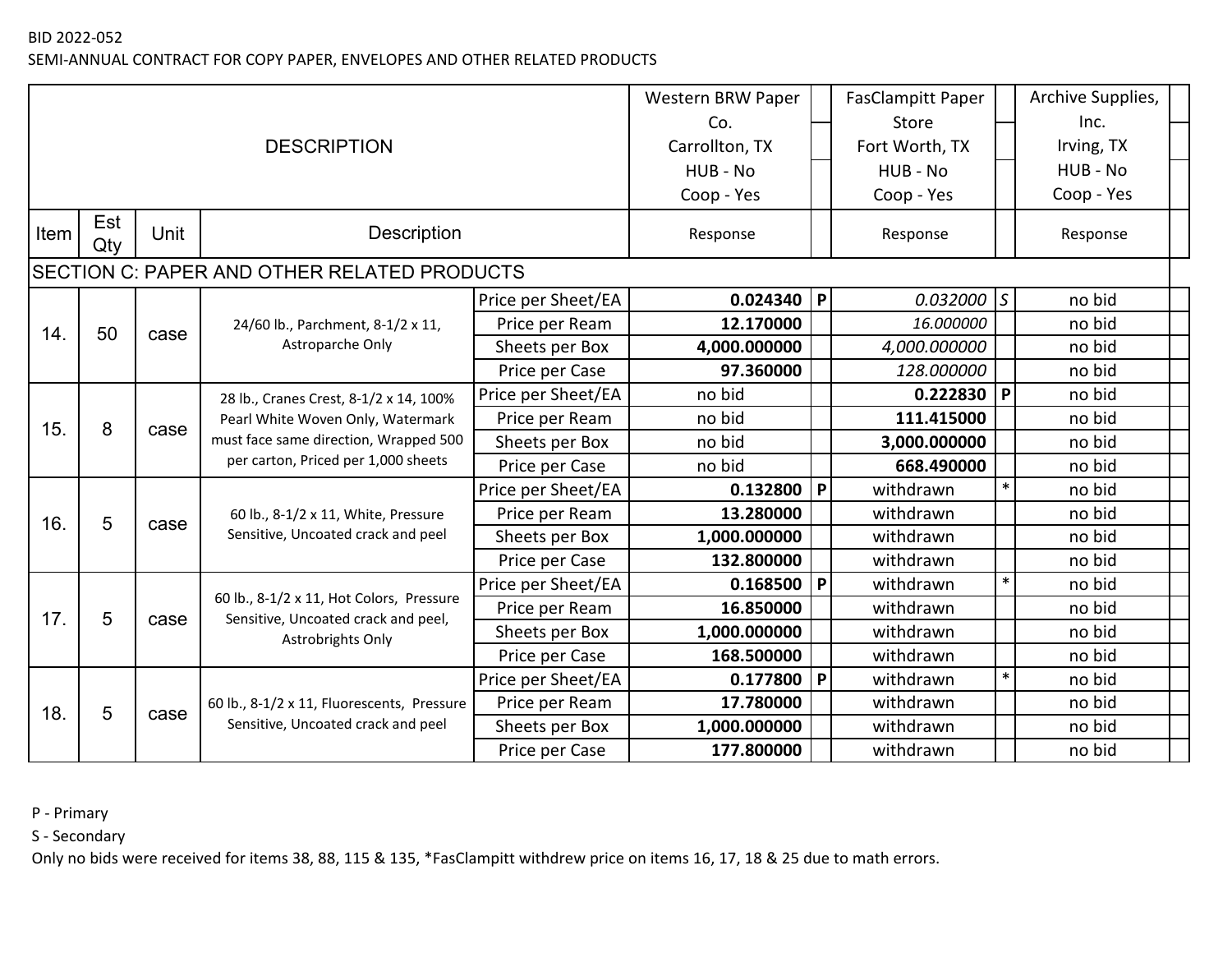BID 2022-052

SEMI-ANNUAL CONTRACT FOR COPY PAPER, ENVELOPES AND OTHER RELATED PRODUCTS

| DESCRIPTION | | | | | Western BRW Paper Co. Carrollton, TX HUB - No Coop - Yes | | FasClampitt Paper Store Fort Worth, TX HUB - No Coop - Yes | | Archive Supplies, Inc. Irving, TX HUB - No Coop - Yes |
|---|---|---|---|---|---|---|---|---|---|
| Item | Est Qty | Unit | Description | | Response | | Response | | Response |
| SECTION C: PAPER AND OTHER RELATED PRODUCTS | | | | | | | | | |
| 14. | 50 | case | 24/60 lb., Parchment, 8-1/2 x 11, Astroparche Only | Price per Sheet/EA | **0.024340** | P | *0.032000* | S | no bid |
| | | | | Price per Ream | **12.170000** | | *16.000000* | | no bid |
| | | | | Sheets per Box | **4,000.000000** | | *4,000.000000* | | no bid |
| | | | | Price per Case | **97.360000** | | *128.000000* | | no bid |
| 15. | 8 | case | 28 lb., Cranes Crest, 8-1/2 x 14, 100% Pearl White Woven Only, Watermark must face same direction, Wrapped 500 per carton, Priced per 1,000 sheets | Price per Sheet/EA | no bid | | **0.222830** | P | no bid |
| | | | | Price per Ream | no bid | | **111.415000** | | no bid |
| | | | | Sheets per Box | no bid | | **3,000.000000** | | no bid |
| | | | | Price per Case | no bid | | **668.490000** | | no bid |
| 16. | 5 | case | 60 lb., 8-1/2 x 11, White, Pressure Sensitive, Uncoated crack and peel | Price per Sheet/EA | **0.132800** | P | withdrawn | * | no bid |
| | | | | Price per Ream | **13.280000** | | withdrawn | | no bid |
| | | | | Sheets per Box | **1,000.000000** | | withdrawn | | no bid |
| | | | | Price per Case | **132.800000** | | withdrawn | | no bid |
| 17. | 5 | case | 60 lb., 8-1/2 x 11, Hot Colors, Pressure Sensitive, Uncoated crack and peel, Astrobrights Only | Price per Sheet/EA | **0.168500** | P | withdrawn | * | no bid |
| | | | | Price per Ream | **16.850000** | | withdrawn | | no bid |
| | | | | Sheets per Box | **1,000.000000** | | withdrawn | | no bid |
| | | | | Price per Case | **168.500000** | | withdrawn | | no bid |
| 18. | 5 | case | 60 lb., 8-1/2 x 11, Fluorescents, Pressure Sensitive, Uncoated crack and peel | Price per Sheet/EA | **0.177800** | P | withdrawn | * | no bid |
| | | | | Price per Ream | **17.780000** | | withdrawn | | no bid |
| | | | | Sheets per Box | **1,000.000000** | | withdrawn | | no bid |
| | | | | Price per Case | **177.800000** | | withdrawn | | no bid |

P - Primary

S - Secondary

Only no bids were received for items 38, 88, 115 & 135, *FasClampitt withdrew price on items 16, 17, 18 & 25 due to math errors.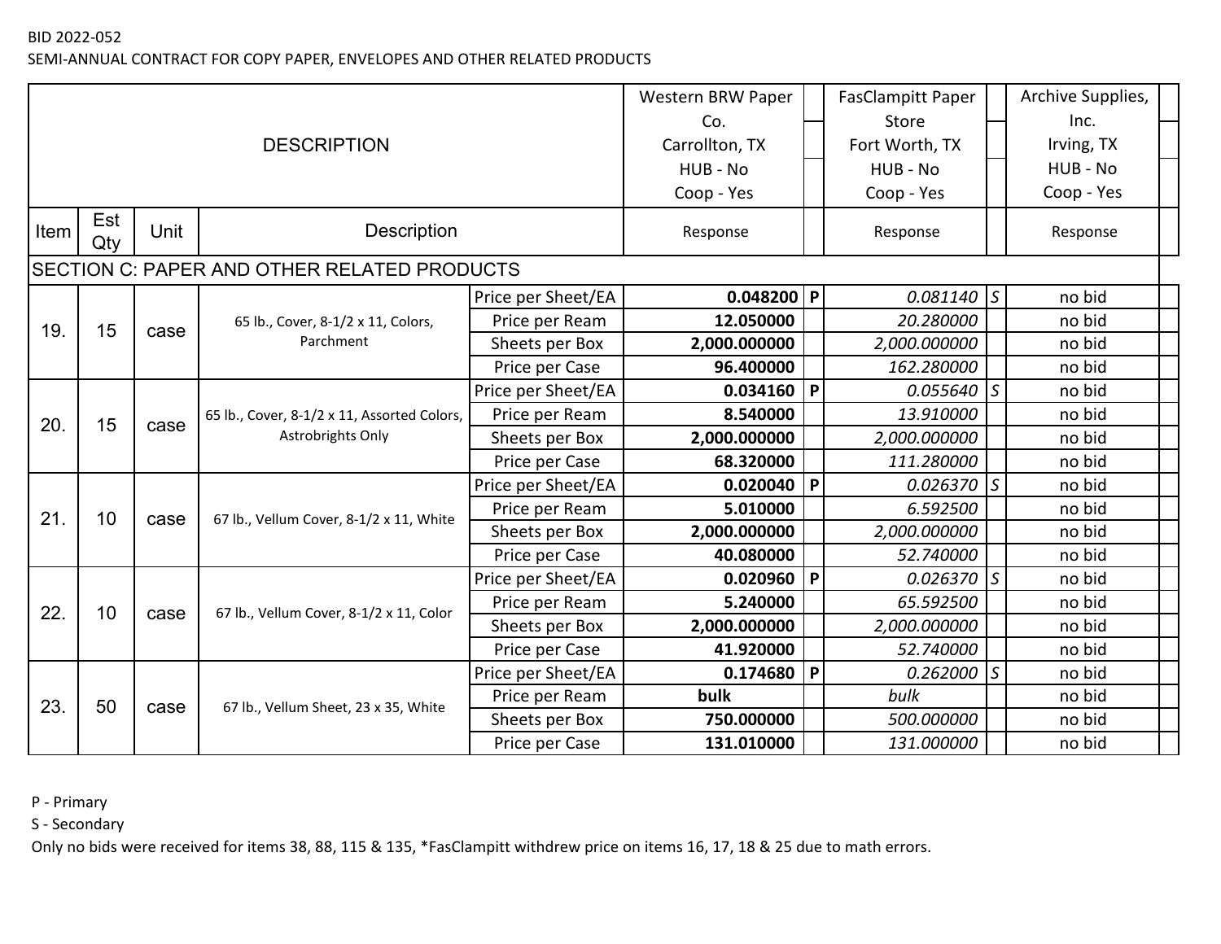BID 2022-052

SEMI-ANNUAL CONTRACT FOR COPY PAPER, ENVELOPES AND OTHER RELATED PRODUCTS

| Item | Est Qty | Unit | Description | | Western BRW Paper Co. Carrollton, TX HUB - No Coop - Yes | | FasClampitt Paper Store Fort Worth, TX HUB - No Coop - Yes | | Archive Supplies, Inc. Irving, TX HUB - No Coop - Yes |
|---|---|---|---|---|---|---|---|---|---|
| | | | | | Response | | Response | | Response |
| SECTION C: PAPER AND OTHER RELATED PRODUCTS | | | | | | | | | |
| 19. | 15 | case | 65 lb., Cover, 8-1/2 x 11, Colors, Parchment | Price per Sheet/EA | **0.048200** | **P** | *0.081140* | *S* | no bid |
| | | | | Price per Ream | **12.050000** | | *20.280000* | | no bid |
| | | | | Sheets per Box | **2,000.000000** | | *2,000.000000* | | no bid |
| | | | | Price per Case | **96.400000** | | *162.280000* | | no bid |
| 20. | 15 | case | 65 lb., Cover, 8-1/2 x 11, Assorted Colors, Astrobrights Only | Price per Sheet/EA | **0.034160** | **P** | *0.055640* | *S* | no bid |
| | | | | Price per Ream | **8.540000** | | *13.910000* | | no bid |
| | | | | Sheets per Box | **2,000.000000** | | *2,000.000000* | | no bid |
| | | | | Price per Case | **68.320000** | | *111.280000* | | no bid |
| 21. | 10 | case | 67 lb., Vellum Cover, 8-1/2 x 11, White | Price per Sheet/EA | **0.020040** | **P** | *0.026370* | *S* | no bid |
| | | | | Price per Ream | **5.010000** | | *6.592500* | | no bid |
| | | | | Sheets per Box | **2,000.000000** | | *2,000.000000* | | no bid |
| | | | | Price per Case | **40.080000** | | *52.740000* | | no bid |
| 22. | 10 | case | 67 lb., Vellum Cover, 8-1/2 x 11, Color | Price per Sheet/EA | **0.020960** | **P** | *0.026370* | *S* | no bid |
| | | | | Price per Ream | **5.240000** | | *65.592500* | | no bid |
| | | | | Sheets per Box | **2,000.000000** | | *2,000.000000* | | no bid |
| | | | | Price per Case | **41.920000** | | *52.740000* | | no bid |
| 23. | 50 | case | 67 lb., Vellum Sheet, 23 x 35, White | Price per Sheet/EA | **0.174680** | **P** | *0.262000* | *S* | no bid |
| | | | | Price per Ream | **bulk** | | *bulk* | | no bid |
| | | | | Sheets per Box | **750.000000** | | *500.000000* | | no bid |
| | | | | Price per Case | **131.010000** | | *131.000000* | | no bid |

P - Primary

S - Secondary

Only no bids were received for items 38, 88, 115 & 135, *FasClampitt withdrew price on items 16, 17, 18 & 25 due to math errors.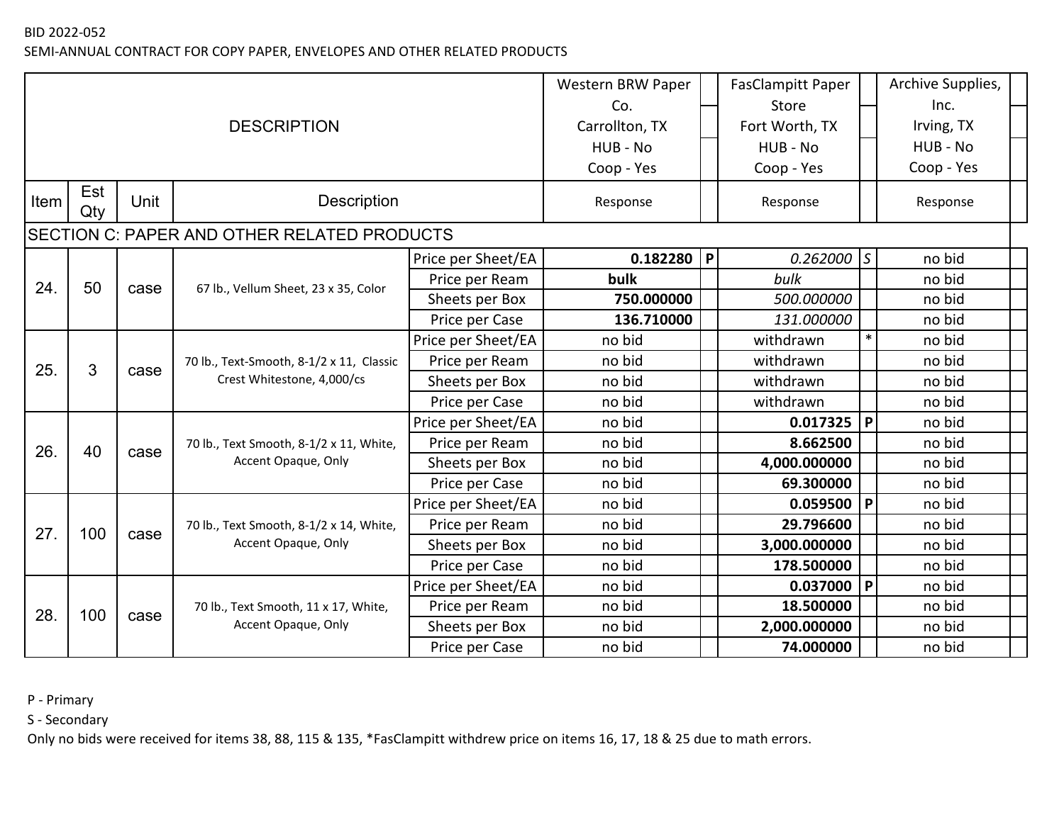BID 2022-052

SEMI-ANNUAL CONTRACT FOR COPY PAPER, ENVELOPES AND OTHER RELATED PRODUCTS

| DESCRIPTION | | | | | Western BRW Paper Co.<br>Carrollton, TX<br>HUB - No<br>Coop - Yes | | FasClampitt Paper Store<br>Fort Worth, TX<br>HUB - No<br>Coop - Yes | | Archive Supplies, Inc.<br>Irving, TX<br>HUB - No<br>Coop - Yes | |
|---|---|---|---|---|---|---|---|---|---|---|
| Item | Est Qty | Unit | Description | | Response | | Response | | Response | |
| SECTION C: PAPER AND OTHER RELATED PRODUCTS | | | | | | | | | | |
| 24. | 50 | case | 67 lb., Vellum Sheet, 23 x 35, Color | Price per Sheet/EA | **0.182280** | **P** | *0.262000* | *S* | no bid | |
| | | | | Price per Ream | **bulk** | | *bulk* | | no bid | |
| | | | | Sheets per Box | **750.000000** | | *500.000000* | | no bid | |
| | | | | Price per Case | **136.710000** | | *131.000000* | | no bid | |
| 25. | 3 | case | 70 lb., Text-Smooth, 8-1/2 x 11, Classic Crest Whitestone, 4,000/cs | Price per Sheet/EA | no bid | | withdrawn | * | no bid | |
| | | | | Price per Ream | no bid | | withdrawn | | no bid | |
| | | | | Sheets per Box | no bid | | withdrawn | | no bid | |
| | | | | Price per Case | no bid | | withdrawn | | no bid | |
| 26. | 40 | case | 70 lb., Text Smooth, 8-1/2 x 11, White, Accent Opaque, Only | Price per Sheet/EA | no bid | | **0.017325** | **P** | no bid | |
| | | | | Price per Ream | no bid | | **8.662500** | | no bid | |
| | | | | Sheets per Box | no bid | | **4,000.000000** | | no bid | |
| | | | | Price per Case | no bid | | **69.300000** | | no bid | |
| 27. | 100 | case | 70 lb., Text Smooth, 8-1/2 x 14, White, Accent Opaque, Only | Price per Sheet/EA | no bid | | **0.059500** | **P** | no bid | |
| | | | | Price per Ream | no bid | | **29.796600** | | no bid | |
| | | | | Sheets per Box | no bid | | **3,000.000000** | | no bid | |
| | | | | Price per Case | no bid | | **178.500000** | | no bid | |
| 28. | 100 | case | 70 lb., Text Smooth, 11 x 17, White, Accent Opaque, Only | Price per Sheet/EA | no bid | | **0.037000** | **P** | no bid | |
| | | | | Price per Ream | no bid | | **18.500000** | | no bid | |
| | | | | Sheets per Box | no bid | | **2,000.000000** | | no bid | |
| | | | | Price per Case | no bid | | **74.000000** | | no bid | |

P - Primary

S - Secondary

Only no bids were received for items 38, 88, 115 & 135, *FasClampitt withdrew price on items 16, 17, 18 & 25 due to math errors.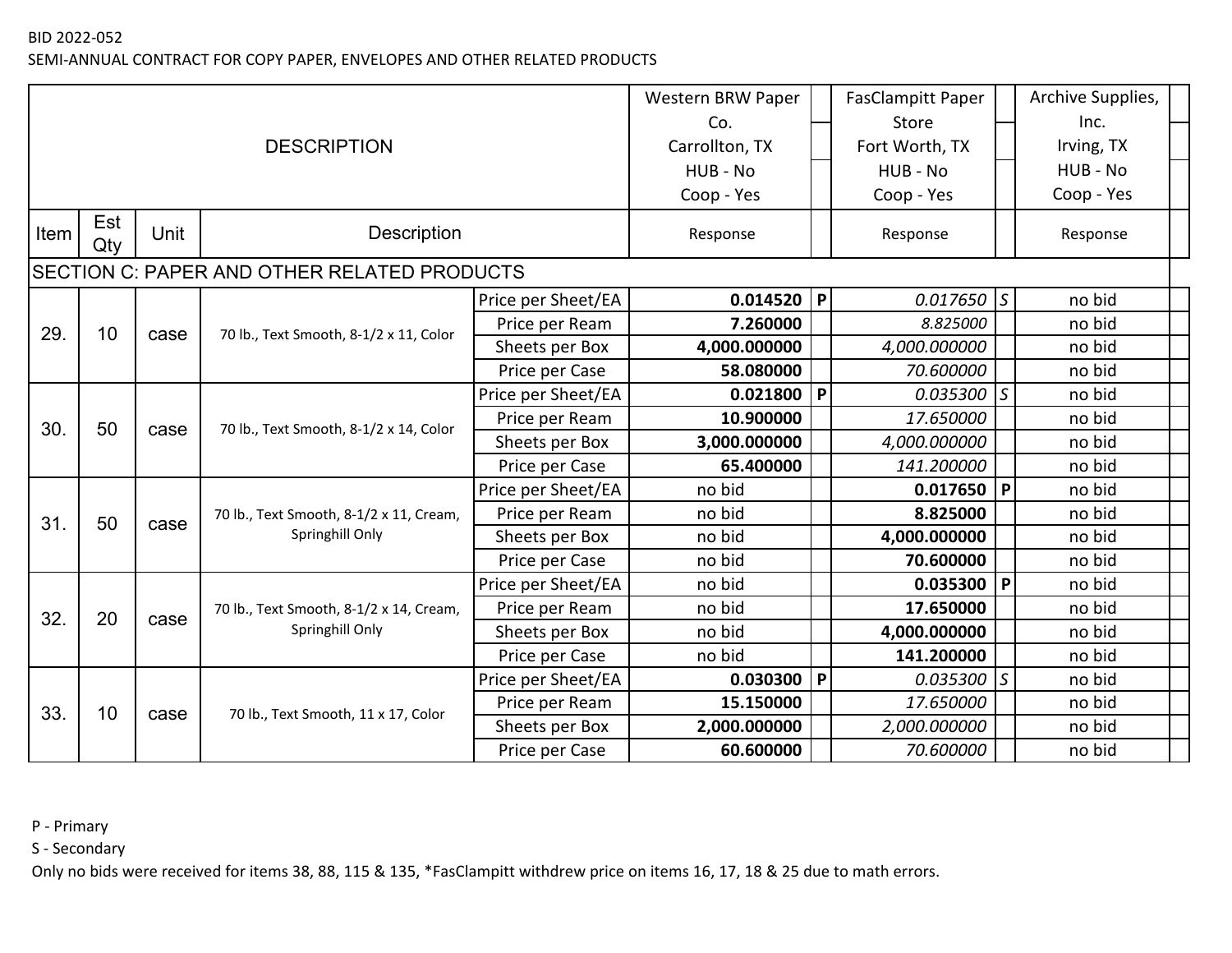BID 2022-052

SEMI-ANNUAL CONTRACT FOR COPY PAPER, ENVELOPES AND OTHER RELATED PRODUCTS

| DESCRIPTION | | | | | Western BRW Paper Co.<br>Carrollton, TX<br>HUB - No<br>Coop - Yes | | FasClampitt Paper Store<br>Fort Worth, TX<br>HUB - No<br>Coop - Yes | | Archive Supplies, Inc.<br>Irving, TX<br>HUB - No<br>Coop - Yes | |
|---|---|---|---|---|---|---|---|---|---|---|
| Item | Est Qty | Unit | Description | | Response | | Response | | Response | |
| SECTION C: PAPER AND OTHER RELATED PRODUCTS | | | | | | | | | | |
| 29. | 10 | case | 70 lb., Text Smooth, 8-1/2 x 11, Color | Price per Sheet/EA | **0.014520** | **P** | *0.017650* | *S* | no bid | |
| | | | | Price per Ream | **7.260000** | | *8.825000* | | no bid | |
| | | | | Sheets per Box | **4,000.000000** | | *4,000.000000* | | no bid | |
| | | | | Price per Case | **58.080000** | | *70.600000* | | no bid | |
| 30. | 50 | case | 70 lb., Text Smooth, 8-1/2 x 14, Color | Price per Sheet/EA | **0.021800** | **P** | *0.035300* | *S* | no bid | |
| | | | | Price per Ream | **10.900000** | | *17.650000* | | no bid | |
| | | | | Sheets per Box | **3,000.000000** | | *4,000.000000* | | no bid | |
| | | | | Price per Case | **65.400000** | | *141.200000* | | no bid | |
| 31. | 50 | case | 70 lb., Text Smooth, 8-1/2 x 11, Cream, Springhill Only | Price per Sheet/EA | no bid | | **0.017650** | **P** | no bid | |
| | | | | Price per Ream | no bid | | **8.825000** | | no bid | |
| | | | | Sheets per Box | no bid | | **4,000.000000** | | no bid | |
| | | | | Price per Case | no bid | | **70.600000** | | no bid | |
| 32. | 20 | case | 70 lb., Text Smooth, 8-1/2 x 14, Cream, Springhill Only | Price per Sheet/EA | no bid | | **0.035300** | **P** | no bid | |
| | | | | Price per Ream | no bid | | **17.650000** | | no bid | |
| | | | | Sheets per Box | no bid | | **4,000.000000** | | no bid | |
| | | | | Price per Case | no bid | | **141.200000** | | no bid | |
| 33. | 10 | case | 70 lb., Text Smooth, 11 x 17, Color | Price per Sheet/EA | **0.030300** | **P** | *0.035300* | *S* | no bid | |
| | | | | Price per Ream | **15.150000** | | *17.650000* | | no bid | |
| | | | | Sheets per Box | **2,000.000000** | | *2,000.000000* | | no bid | |
| | | | | Price per Case | **60.600000** | | *70.600000* | | no bid | |

P - Primary

S - Secondary

Only no bids were received for items 38, 88, 115 & 135, *FasClampitt withdrew price on items 16, 17, 18 & 25 due to math errors.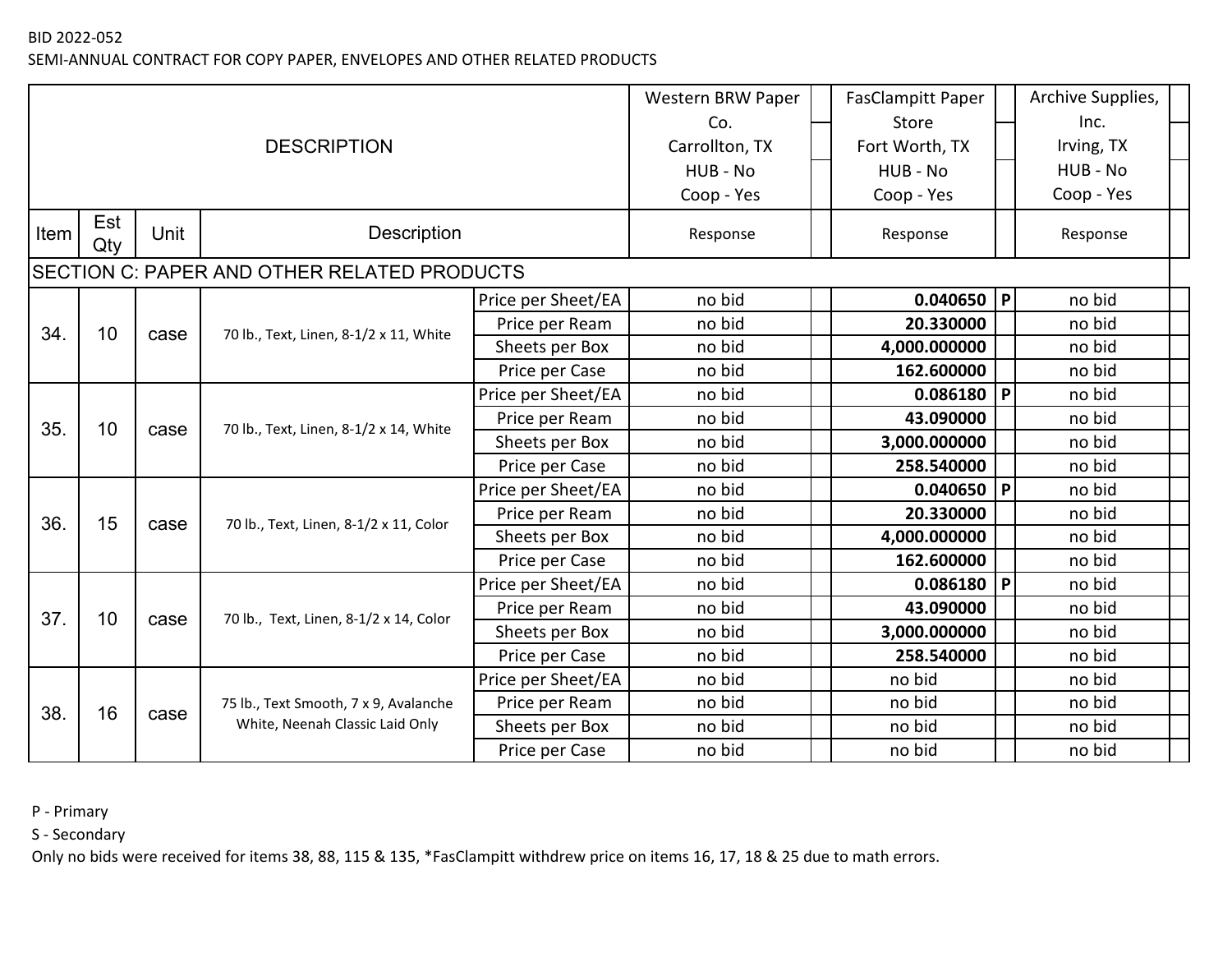BID 2022-052

SEMI-ANNUAL CONTRACT FOR COPY PAPER, ENVELOPES AND OTHER RELATED PRODUCTS

| DESCRIPTION | | | | | Western BRW Paper Co.<br>Carrollton, TX<br>HUB - No<br>Coop - Yes | | FasClampitt Paper Store<br>Fort Worth, TX<br>HUB - No<br>Coop - Yes | | Archive Supplies, Inc.<br>Irving, TX<br>HUB - No<br>Coop - Yes | |
|---|---|---|---|---|---|---|---|---|---|---|
| Item | Est Qty | Unit | Description | | Response | | Response | | Response | |
| SECTION C: PAPER AND OTHER RELATED PRODUCTS | | | | | | | | | | |
| 34. | 10 | case | 70 lb., Text, Linen, 8-1/2 x 11, White | Price per Sheet/EA | no bid | | **0.040650** | **P** | no bid | |
| | | | | Price per Ream | no bid | | **20.330000** | | no bid | |
| | | | | Sheets per Box | no bid | | **4,000.000000** | | no bid | |
| | | | | Price per Case | no bid | | **162.600000** | | no bid | |
| 35. | 10 | case | 70 lb., Text, Linen, 8-1/2 x 14, White | Price per Sheet/EA | no bid | | **0.086180** | **P** | no bid | |
| | | | | Price per Ream | no bid | | **43.090000** | | no bid | |
| | | | | Sheets per Box | no bid | | **3,000.000000** | | no bid | |
| | | | | Price per Case | no bid | | **258.540000** | | no bid | |
| 36. | 15 | case | 70 lb., Text, Linen, 8-1/2 x 11, Color | Price per Sheet/EA | no bid | | **0.040650** | **P** | no bid | |
| | | | | Price per Ream | no bid | | **20.330000** | | no bid | |
| | | | | Sheets per Box | no bid | | **4,000.000000** | | no bid | |
| | | | | Price per Case | no bid | | **162.600000** | | no bid | |
| 37. | 10 | case | 70 lb., Text, Linen, 8-1/2 x 14, Color | Price per Sheet/EA | no bid | | **0.086180** | **P** | no bid | |
| | | | | Price per Ream | no bid | | **43.090000** | | no bid | |
| | | | | Sheets per Box | no bid | | **3,000.000000** | | no bid | |
| | | | | Price per Case | no bid | | **258.540000** | | no bid | |
| 38. | 16 | case | 75 lb., Text Smooth, 7 x 9, Avalanche White, Neenah Classic Laid Only | Price per Sheet/EA | no bid | | no bid | | no bid | |
| | | | | Price per Ream | no bid | | no bid | | no bid | |
| | | | | Sheets per Box | no bid | | no bid | | no bid | |
| | | | | Price per Case | no bid | | no bid | | no bid | |

P - Primary

S - Secondary

Only no bids were received for items 38, 88, 115 & 135, *FasClampitt withdrew price on items 16, 17, 18 & 25 due to math errors.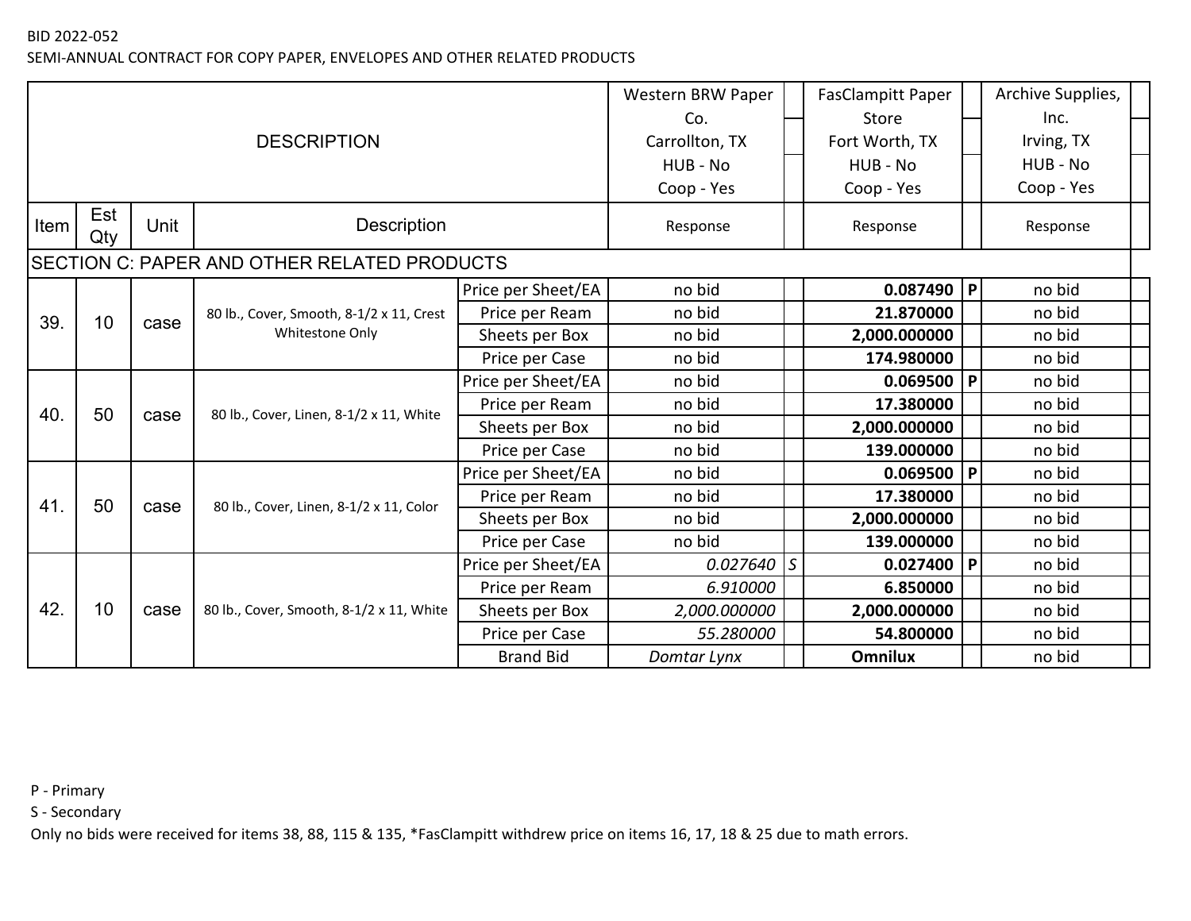BID 2022-052
SEMI-ANNUAL CONTRACT FOR COPY PAPER, ENVELOPES AND OTHER RELATED PRODUCTS

| DESCRIPTION | | | | | Western BRW Paper Co.<br>Carrollton, TX<br>HUB - No<br>Coop - Yes | | FasClampitt Paper Store<br>Fort Worth, TX<br>HUB - No<br>Coop - Yes | | Archive Supplies, Inc.<br>Irving, TX<br>HUB - No<br>Coop - Yes | |
|---|---|---|---|---|---|---|---|---|---|---|
| Item | Est Qty | Unit | Description | | Response | | Response | | Response | |
| SECTION C: PAPER AND OTHER RELATED PRODUCTS | | | | | | | | | | |
| 39. | 10 | case | 80 lb., Cover, Smooth, 8-1/2 x 11, Crest Whitestone Only | Price per Sheet/EA | no bid | | **0.087490** | **P** | no bid | |
| | | | | Price per Ream | no bid | | **21.870000** | | no bid | |
| | | | | Sheets per Box | no bid | | **2,000.000000** | | no bid | |
| | | | | Price per Case | no bid | | **174.980000** | | no bid | |
| 40. | 50 | case | 80 lb., Cover, Linen, 8-1/2 x 11, White | Price per Sheet/EA | no bid | | **0.069500** | **P** | no bid | |
| | | | | Price per Ream | no bid | | **17.380000** | | no bid | |
| | | | | Sheets per Box | no bid | | **2,000.000000** | | no bid | |
| | | | | Price per Case | no bid | | **139.000000** | | no bid | |
| 41. | 50 | case | 80 lb., Cover, Linen, 8-1/2 x 11, Color | Price per Sheet/EA | no bid | | **0.069500** | **P** | no bid | |
| | | | | Price per Ream | no bid | | **17.380000** | | no bid | |
| | | | | Sheets per Box | no bid | | **2,000.000000** | | no bid | |
| | | | | Price per Case | no bid | | **139.000000** | | no bid | |
| 42. | 10 | case | 80 lb., Cover, Smooth, 8-1/2 x 11, White | Price per Sheet/EA | *0.027640* | *S* | **0.027400** | **P** | no bid | |
| | | | | Price per Ream | *6.910000* | | **6.850000** | | no bid | |
| | | | | Sheets per Box | *2,000.000000* | | **2,000.000000** | | no bid | |
| | | | | Price per Case | *55.280000* | | **54.800000** | | no bid | |
| | | | | Brand Bid | *Domtar Lynx* | | **Omnilux** | | no bid | |

P - Primary
S - Secondary
Only no bids were received for items 38, 88, 115 & 135, *FasClampitt withdrew price on items 16, 17, 18 & 25 due to math errors.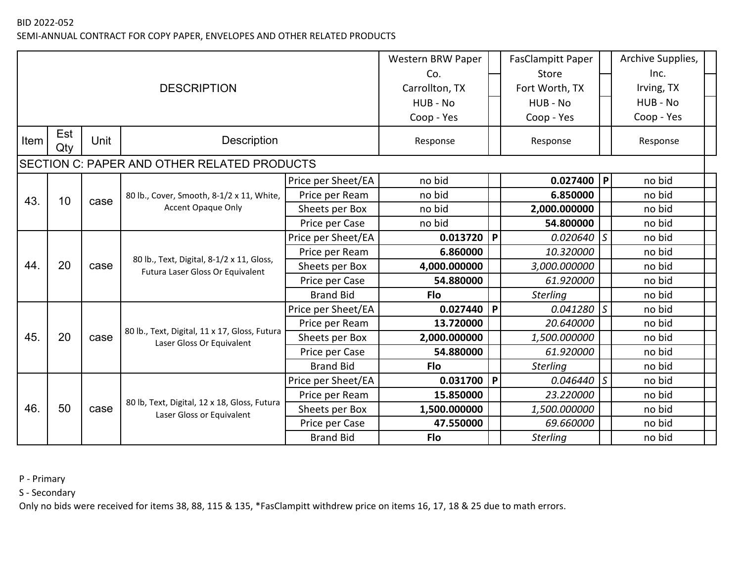BID 2022-052

SEMI-ANNUAL CONTRACT FOR COPY PAPER, ENVELOPES AND OTHER RELATED PRODUCTS

| DESCRIPTION | | | | | Western BRW Paper Co. Carrollton, TX HUB - No Coop - Yes | | FasClampitt Paper Store Fort Worth, TX HUB - No Coop - Yes | | Archive Supplies, Inc. Irving, TX HUB - No Coop - Yes |
|---|---|---|---|---|---|---|---|---|---|
| Item | Est Qty | Unit | Description | | Response | | Response | | Response |
| SECTION C: PAPER AND OTHER RELATED PRODUCTS | | | | | | | | | |
| 43. | 10 | case | 80 lb., Cover, Smooth, 8-1/2 x 11, White, Accent Opaque Only | Price per Sheet/EA | no bid | | **0.027400** | **P** | no bid |
| | | | | Price per Ream | no bid | | **6.850000** | | no bid |
| | | | | Sheets per Box | no bid | | **2,000.000000** | | no bid |
| | | | | Price per Case | no bid | | **54.800000** | | no bid |
| 44. | 20 | case | 80 lb., Text, Digital, 8-1/2 x 11, Gloss, Futura Laser Gloss Or Equivalent | Price per Sheet/EA | **0.013720** | **P** | *0.020640* | *S* | no bid |
| | | | | Price per Ream | **6.860000** | | *10.320000* | | no bid |
| | | | | Sheets per Box | **4,000.000000** | | *3,000.000000* | | no bid |
| | | | | Price per Case | **54.880000** | | *61.920000* | | no bid |
| | | | | Brand Bid | **Flo** | | *Sterling* | | no bid |
| 45. | 20 | case | 80 lb., Text, Digital, 11 x 17, Gloss, Futura Laser Gloss Or Equivalent | Price per Sheet/EA | **0.027440** | **P** | *0.041280* | *S* | no bid |
| | | | | Price per Ream | **13.720000** | | *20.640000* | | no bid |
| | | | | Sheets per Box | **2,000.000000** | | *1,500.000000* | | no bid |
| | | | | Price per Case | **54.880000** | | *61.920000* | | no bid |
| | | | | Brand Bid | **Flo** | | *Sterling* | | no bid |
| 46. | 50 | case | 80 lb, Text, Digital, 12 x 18, Gloss, Futura Laser Gloss or Equivalent | Price per Sheet/EA | **0.031700** | **P** | *0.046440* | *S* | no bid |
| | | | | Price per Ream | **15.850000** | | *23.220000* | | no bid |
| | | | | Sheets per Box | **1,500.000000** | | *1,500.000000* | | no bid |
| | | | | Price per Case | **47.550000** | | *69.660000* | | no bid |
| | | | | Brand Bid | **Flo** | | *Sterling* | | no bid |

P - Primary

S - Secondary

Only no bids were received for items 38, 88, 115 & 135, *FasClampitt withdrew price on items 16, 17, 18 & 25 due to math errors.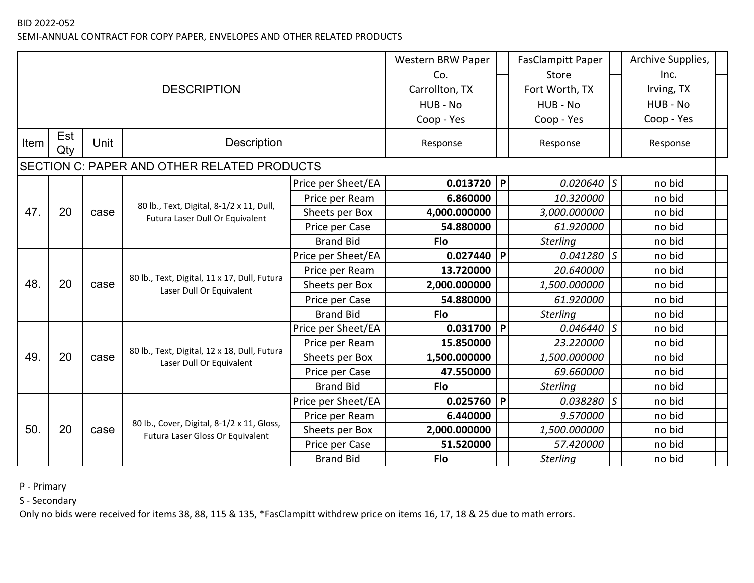BID 2022-052

SEMI-ANNUAL CONTRACT FOR COPY PAPER, ENVELOPES AND OTHER RELATED PRODUCTS

| DESCRIPTION | | | | | Western BRW Paper Co. Carrollton, TX HUB - No Coop - Yes | | FasClampitt Paper Store Fort Worth, TX HUB - No Coop - Yes | | Archive Supplies, Inc. Irving, TX HUB - No Coop - Yes |
|---|---|---|---|---|---|---|---|---|---|
| Item | Est Qty | Unit | Description | | Response | | Response | | Response |
| SECTION C: PAPER AND OTHER RELATED PRODUCTS | | | | | | | | | |
| 47. | 20 | case | 80 lb., Text, Digital, 8-1/2 x 11, Dull, Futura Laser Dull Or Equivalent | Price per Sheet/EA | **0.013720** | **P** | *0.020640* | *S* | no bid |
| | | | | Price per Ream | **6.860000** | | *10.320000* | | no bid |
| | | | | Sheets per Box | **4,000.000000** | | *3,000.000000* | | no bid |
| | | | | Price per Case | **54.880000** | | *61.920000* | | no bid |
| | | | | Brand Bid | **Flo** | | *Sterling* | | no bid |
| 48. | 20 | case | 80 lb., Text, Digital, 11 x 17, Dull, Futura Laser Dull Or Equivalent | Price per Sheet/EA | **0.027440** | **P** | *0.041280* | *S* | no bid |
| | | | | Price per Ream | **13.720000** | | *20.640000* | | no bid |
| | | | | Sheets per Box | **2,000.000000** | | *1,500.000000* | | no bid |
| | | | | Price per Case | **54.880000** | | *61.920000* | | no bid |
| | | | | Brand Bid | **Flo** | | *Sterling* | | no bid |
| 49. | 20 | case | 80 lb., Text, Digital, 12 x 18, Dull, Futura Laser Dull Or Equivalent | Price per Sheet/EA | **0.031700** | **P** | *0.046440* | *S* | no bid |
| | | | | Price per Ream | **15.850000** | | *23.220000* | | no bid |
| | | | | Sheets per Box | **1,500.000000** | | *1,500.000000* | | no bid |
| | | | | Price per Case | **47.550000** | | *69.660000* | | no bid |
| | | | | Brand Bid | **Flo** | | *Sterling* | | no bid |
| 50. | 20 | case | 80 lb., Cover, Digital, 8-1/2 x 11, Gloss, Futura Laser Gloss Or Equivalent | Price per Sheet/EA | **0.025760** | **P** | *0.038280* | *S* | no bid |
| | | | | Price per Ream | **6.440000** | | *9.570000* | | no bid |
| | | | | Sheets per Box | **2,000.000000** | | *1,500.000000* | | no bid |
| | | | | Price per Case | **51.520000** | | *57.420000* | | no bid |
| | | | | Brand Bid | **Flo** | | *Sterling* | | no bid |

P - Primary

S - Secondary

Only no bids were received for items 38, 88, 115 & 135, *FasClampitt withdrew price on items 16, 17, 18 & 25 due to math errors.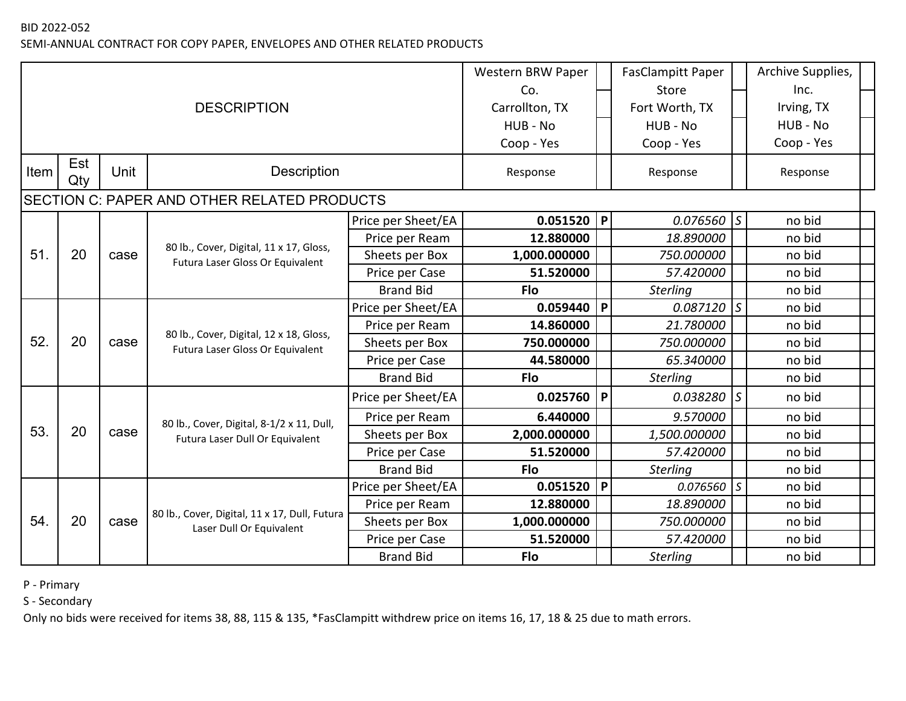BID 2022-052

SEMI-ANNUAL CONTRACT FOR COPY PAPER, ENVELOPES AND OTHER RELATED PRODUCTS

| Item | Est Qty | Unit | Description | | Western BRW Paper Co. Carrollton, TX HUB - No Coop - Yes | | FasClampitt Paper Store Fort Worth, TX HUB - No Coop - Yes | | Archive Supplies, Inc. Irving, TX HUB - No Coop - Yes | |
|---|---|---|---|---|---|---|---|---|---|---|
| | | | | | Response | | Response | | Response | |
| SECTION C: PAPER AND OTHER RELATED PRODUCTS | | | | | | | | | | |
| 51. | 20 | case | 80 lb., Cover, Digital, 11 x 17, Gloss, Futura Laser Gloss Or Equivalent | Price per Sheet/EA | **0.051520** | **P** | *0.076560* | *S* | no bid | |
| | | | | Price per Ream | **12.880000** | | *18.890000* | | no bid | |
| | | | | Sheets per Box | **1,000.000000** | | *750.000000* | | no bid | |
| | | | | Price per Case | **51.520000** | | *57.420000* | | no bid | |
| | | | | Brand Bid | **Flo** | | *Sterling* | | no bid | |
| 52. | 20 | case | 80 lb., Cover, Digital, 12 x 18, Gloss, Futura Laser Gloss Or Equivalent | Price per Sheet/EA | **0.059440** | **P** | *0.087120* | *S* | no bid | |
| | | | | Price per Ream | **14.860000** | | *21.780000* | | no bid | |
| | | | | Sheets per Box | **750.000000** | | *750.000000* | | no bid | |
| | | | | Price per Case | **44.580000** | | *65.340000* | | no bid | |
| | | | | Brand Bid | **Flo** | | *Sterling* | | no bid | |
| 53. | 20 | case | 80 lb., Cover, Digital, 8-1/2 x 11, Dull, Futura Laser Dull Or Equivalent | Price per Sheet/EA | **0.025760** | **P** | *0.038280* | *S* | no bid | |
| | | | | Price per Ream | **6.440000** | | *9.570000* | | no bid | |
| | | | | Sheets per Box | **2,000.000000** | | *1,500.000000* | | no bid | |
| | | | | Price per Case | **51.520000** | | *57.420000* | | no bid | |
| | | | | Brand Bid | **Flo** | | *Sterling* | | no bid | |
| 54. | 20 | case | 80 lb., Cover, Digital, 11 x 17, Dull, Futura Laser Dull Or Equivalent | Price per Sheet/EA | **0.051520** | **P** | *0.076560* | *S* | no bid | |
| | | | | Price per Ream | **12.880000** | | *18.890000* | | no bid | |
| | | | | Sheets per Box | **1,000.000000** | | *750.000000* | | no bid | |
| | | | | Price per Case | **51.520000** | | *57.420000* | | no bid | |
| | | | | Brand Bid | **Flo** | | *Sterling* | | no bid | |

P - Primary

S - Secondary

Only no bids were received for items 38, 88, 115 & 135, *FasClampitt withdrew price on items 16, 17, 18 & 25 due to math errors.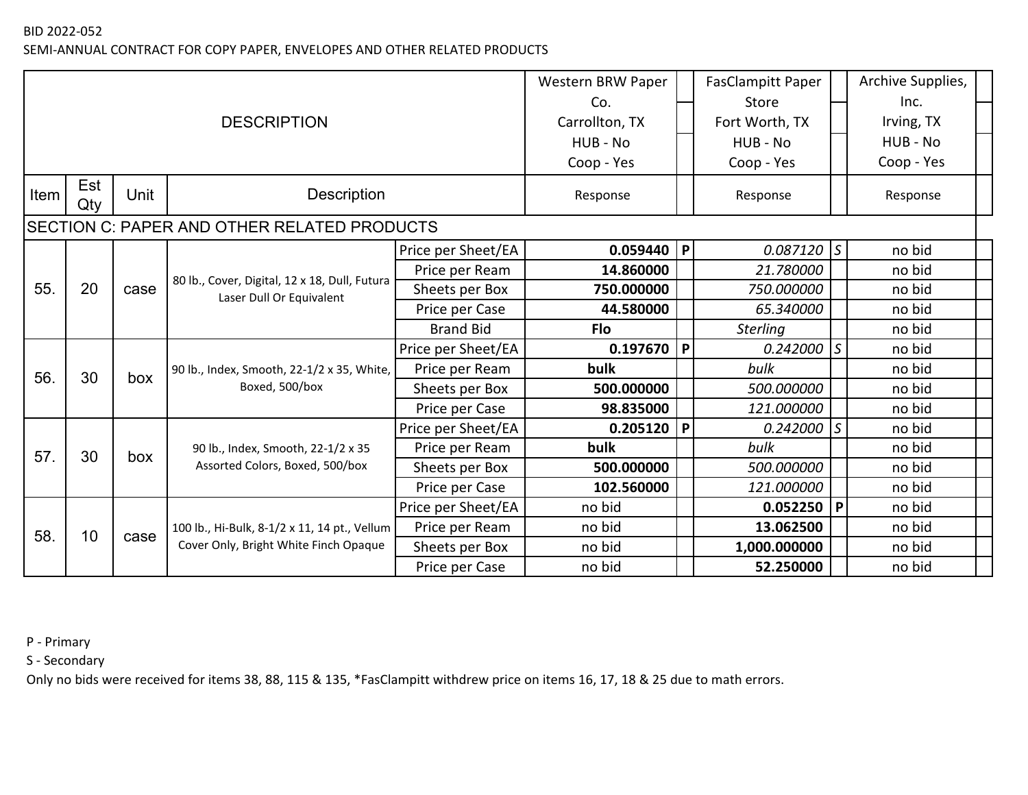BID 2022-052

SEMI-ANNUAL CONTRACT FOR COPY PAPER, ENVELOPES AND OTHER RELATED PRODUCTS

| DESCRIPTION | | | | | Western BRW Paper Co. Carrollton, TX HUB - No Coop - Yes | | FasClampitt Paper Store Fort Worth, TX HUB - No Coop - Yes | | Archive Supplies, Inc. Irving, TX HUB - No Coop - Yes | |
|---|---|---|---|---|---|---|---|---|---|---|
| Item | Est Qty | Unit | Description | | Response | | Response | | Response | |
| SECTION C: PAPER AND OTHER RELATED PRODUCTS | | | | | | | | | | |
| 55. | 20 | case | 80 lb., Cover, Digital, 12 x 18, Dull, Futura Laser Dull Or Equivalent | Price per Sheet/EA | **0.059440** | **P** | *0.087120* | *S* | no bid | |
| | | | | Price per Ream | **14.860000** | | *21.780000* | | no bid | |
| | | | | Sheets per Box | **750.000000** | | *750.000000* | | no bid | |
| | | | | Price per Case | **44.580000** | | *65.340000* | | no bid | |
| | | | | Brand Bid | **Flo** | | *Sterling* | | no bid | |
| 56. | 30 | box | 90 lb., Index, Smooth, 22-1/2 x 35, White, Boxed, 500/box | Price per Sheet/EA | **0.197670** | **P** | *0.242000* | *S* | no bid | |
| | | | | Price per Ream | **bulk** | | *bulk* | | no bid | |
| | | | | Sheets per Box | **500.000000** | | *500.000000* | | no bid | |
| | | | | Price per Case | **98.835000** | | *121.000000* | | no bid | |
| 57. | 30 | box | 90 lb., Index, Smooth, 22-1/2 x 35 Assorted Colors, Boxed, 500/box | Price per Sheet/EA | **0.205120** | **P** | *0.242000* | *S* | no bid | |
| | | | | Price per Ream | **bulk** | | *bulk* | | no bid | |
| | | | | Sheets per Box | **500.000000** | | *500.000000* | | no bid | |
| | | | | Price per Case | **102.560000** | | *121.000000* | | no bid | |
| 58. | 10 | case | 100 lb., Hi-Bulk, 8-1/2 x 11, 14 pt., Vellum Cover Only, Bright White Finch Opaque | Price per Sheet/EA | no bid | | **0.052250** | **P** | no bid | |
| | | | | Price per Ream | no bid | | **13.062500** | | no bid | |
| | | | | Sheets per Box | no bid | | **1,000.000000** | | no bid | |
| | | | | Price per Case | no bid | | **52.250000** | | no bid | |

P - Primary

S - Secondary

Only no bids were received for items 38, 88, 115 & 135, *FasClampitt withdrew price on items 16, 17, 18 & 25 due to math errors.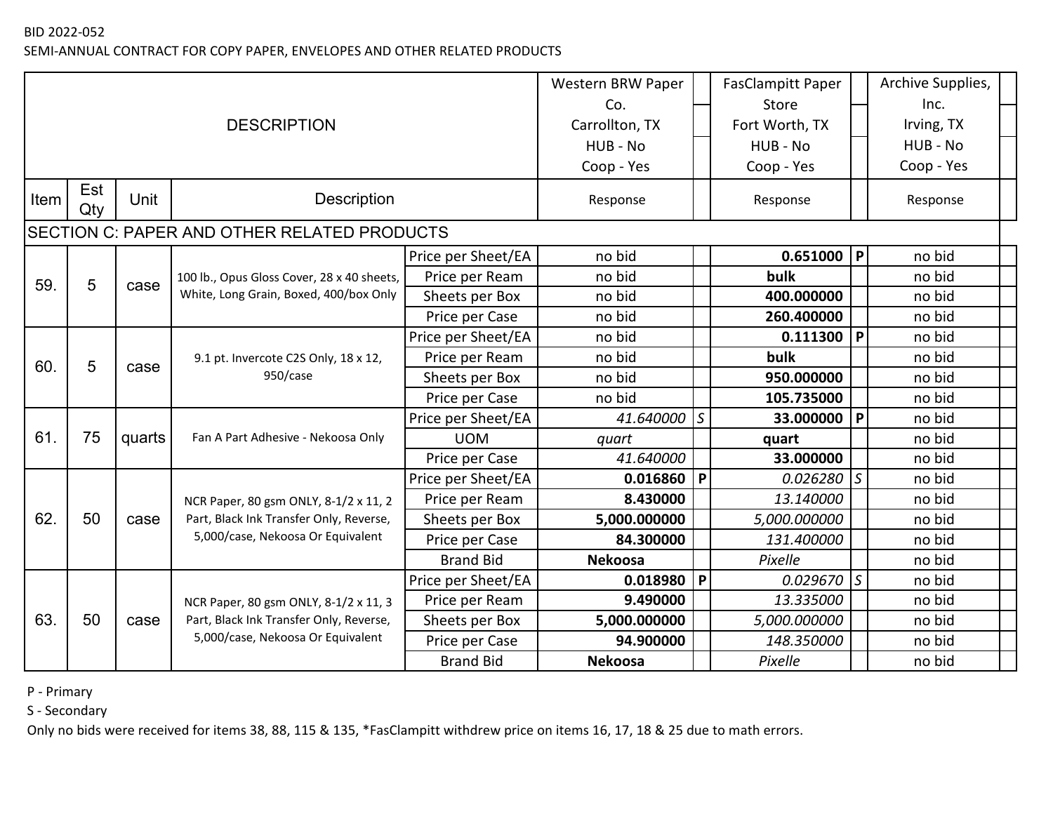BID 2022-052

SEMI-ANNUAL CONTRACT FOR COPY PAPER, ENVELOPES AND OTHER RELATED PRODUCTS

| DESCRIPTION | | | | | Western BRW Paper Co. Carrollton, TX HUB - No Coop - Yes | | FasClampitt Paper Store Fort Worth, TX HUB - No Coop - Yes | | Archive Supplies, Inc. Irving, TX HUB - No Coop - Yes |
|---|---|---|---|---|---|---|---|---|---|
| Item | Est Qty | Unit | Description | | Response | | Response | | Response |
| SECTION C: PAPER AND OTHER RELATED PRODUCTS | | | | | | | | | |
| 59. | 5 | case | 100 lb., Opus Gloss Cover, 28 x 40 sheets, White, Long Grain, Boxed, 400/box Only | Price per Sheet/EA | no bid | | **0.651000** | **P** | no bid |
| | | | | Price per Ream | no bid | | **bulk** | | no bid |
| | | | | Sheets per Box | no bid | | **400.000000** | | no bid |
| | | | | Price per Case | no bid | | **260.400000** | | no bid |
| 60. | 5 | case | 9.1 pt. Invercote C2S Only, 18 x 12, 950/case | Price per Sheet/EA | no bid | | **0.111300** | **P** | no bid |
| | | | | Price per Ream | no bid | | **bulk** | | no bid |
| | | | | Sheets per Box | no bid | | **950.000000** | | no bid |
| | | | | Price per Case | no bid | | **105.735000** | | no bid |
| 61. | 75 | quarts | Fan A Part Adhesive - Nekoosa Only | Price per Sheet/EA | *41.640000* | *S* | **33.000000** | **P** | no bid |
| | | | | UOM | *quart* | | **quart** | | no bid |
| | | | | Price per Case | *41.640000* | | **33.000000** | | no bid |
| 62. | 50 | case | NCR Paper, 80 gsm ONLY, 8-1/2 x 11, 2 Part, Black Ink Transfer Only, Reverse, 5,000/case, Nekoosa Or Equivalent | Price per Sheet/EA | **0.016860** | **P** | *0.026280* | *S* | no bid |
| | | | | Price per Ream | **8.430000** | | *13.140000* | | no bid |
| | | | | Sheets per Box | **5,000.000000** | | *5,000.000000* | | no bid |
| | | | | Price per Case | **84.300000** | | *131.400000* | | no bid |
| | | | | Brand Bid | **Nekoosa** | | *Pixelle* | | no bid |
| 63. | 50 | case | NCR Paper, 80 gsm ONLY, 8-1/2 x 11, 3 Part, Black Ink Transfer Only, Reverse, 5,000/case, Nekoosa Or Equivalent | Price per Sheet/EA | **0.018980** | **P** | *0.029670* | *S* | no bid |
| | | | | Price per Ream | **9.490000** | | *13.335000* | | no bid |
| | | | | Sheets per Box | **5,000.000000** | | *5,000.000000* | | no bid |
| | | | | Price per Case | **94.900000** | | *148.350000* | | no bid |
| | | | | Brand Bid | **Nekoosa** | | *Pixelle* | | no bid |

P - Primary

S - Secondary

Only no bids were received for items 38, 88, 115 & 135, *FasClampitt withdrew price on items 16, 17, 18 & 25 due to math errors.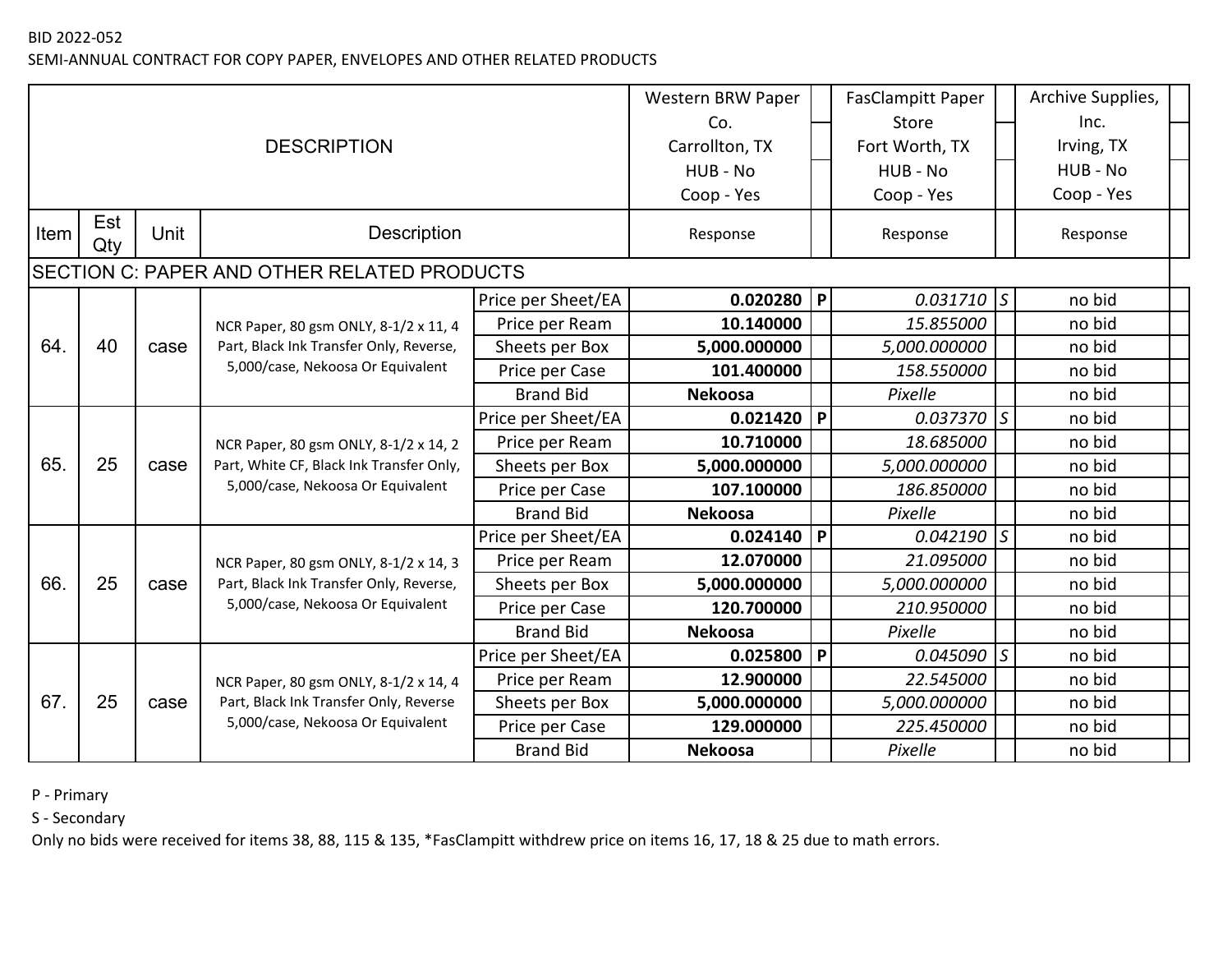BID 2022-052

SEMI-ANNUAL CONTRACT FOR COPY PAPER, ENVELOPES AND OTHER RELATED PRODUCTS

| DESCRIPTION | | | | | Western BRW Paper Co.<br>Carrollton, TX<br>HUB - No<br>Coop - Yes | | FasClampitt Paper Store<br>Fort Worth, TX<br>HUB - No<br>Coop - Yes | | Archive Supplies, Inc.<br>Irving, TX<br>HUB - No<br>Coop - Yes |
|---|---|---|---|---|---|---|---|---|---|
| Item | Est Qty | Unit | Description | | Response | | Response | | Response |
| SECTION C: PAPER AND OTHER RELATED PRODUCTS | | | | | | | | | |
| 64. | 40 | case | NCR Paper, 80 gsm ONLY, 8-1/2 x 11, 4 Part, Black Ink Transfer Only, Reverse, 5,000/case, Nekoosa Or Equivalent | Price per Sheet/EA | **0.020280** | **P** | *0.031710* | *S* | no bid |
| | | | | Price per Ream | **10.140000** | | *15.855000* | | no bid |
| | | | | Sheets per Box | **5,000.000000** | | *5,000.000000* | | no bid |
| | | | | Price per Case | **101.400000** | | *158.550000* | | no bid |
| | | | | Brand Bid | **Nekoosa** | | *Pixelle* | | no bid |
| 65. | 25 | case | NCR Paper, 80 gsm ONLY, 8-1/2 x 14, 2 Part, White CF, Black Ink Transfer Only, 5,000/case, Nekoosa Or Equivalent | Price per Sheet/EA | **0.021420** | **P** | *0.037370* | *S* | no bid |
| | | | | Price per Ream | **10.710000** | | *18.685000* | | no bid |
| | | | | Sheets per Box | **5,000.000000** | | *5,000.000000* | | no bid |
| | | | | Price per Case | **107.100000** | | *186.850000* | | no bid |
| | | | | Brand Bid | **Nekoosa** | | *Pixelle* | | no bid |
| 66. | 25 | case | NCR Paper, 80 gsm ONLY, 8-1/2 x 14, 3 Part, Black Ink Transfer Only, Reverse, 5,000/case, Nekoosa Or Equivalent | Price per Sheet/EA | **0.024140** | **P** | *0.042190* | *S* | no bid |
| | | | | Price per Ream | **12.070000** | | *21.095000* | | no bid |
| | | | | Sheets per Box | **5,000.000000** | | *5,000.000000* | | no bid |
| | | | | Price per Case | **120.700000** | | *210.950000* | | no bid |
| | | | | Brand Bid | **Nekoosa** | | *Pixelle* | | no bid |
| 67. | 25 | case | NCR Paper, 80 gsm ONLY, 8-1/2 x 14, 4 Part, Black Ink Transfer Only, Reverse 5,000/case, Nekoosa Or Equivalent | Price per Sheet/EA | **0.025800** | **P** | *0.045090* | *S* | no bid |
| | | | | Price per Ream | **12.900000** | | *22.545000* | | no bid |
| | | | | Sheets per Box | **5,000.000000** | | *5,000.000000* | | no bid |
| | | | | Price per Case | **129.000000** | | *225.450000* | | no bid |
| | | | | Brand Bid | **Nekoosa** | | *Pixelle* | | no bid |

P - Primary

S - Secondary

Only no bids were received for items 38, 88, 115 & 135, *FasClampitt withdrew price on items 16, 17, 18 & 25 due to math errors.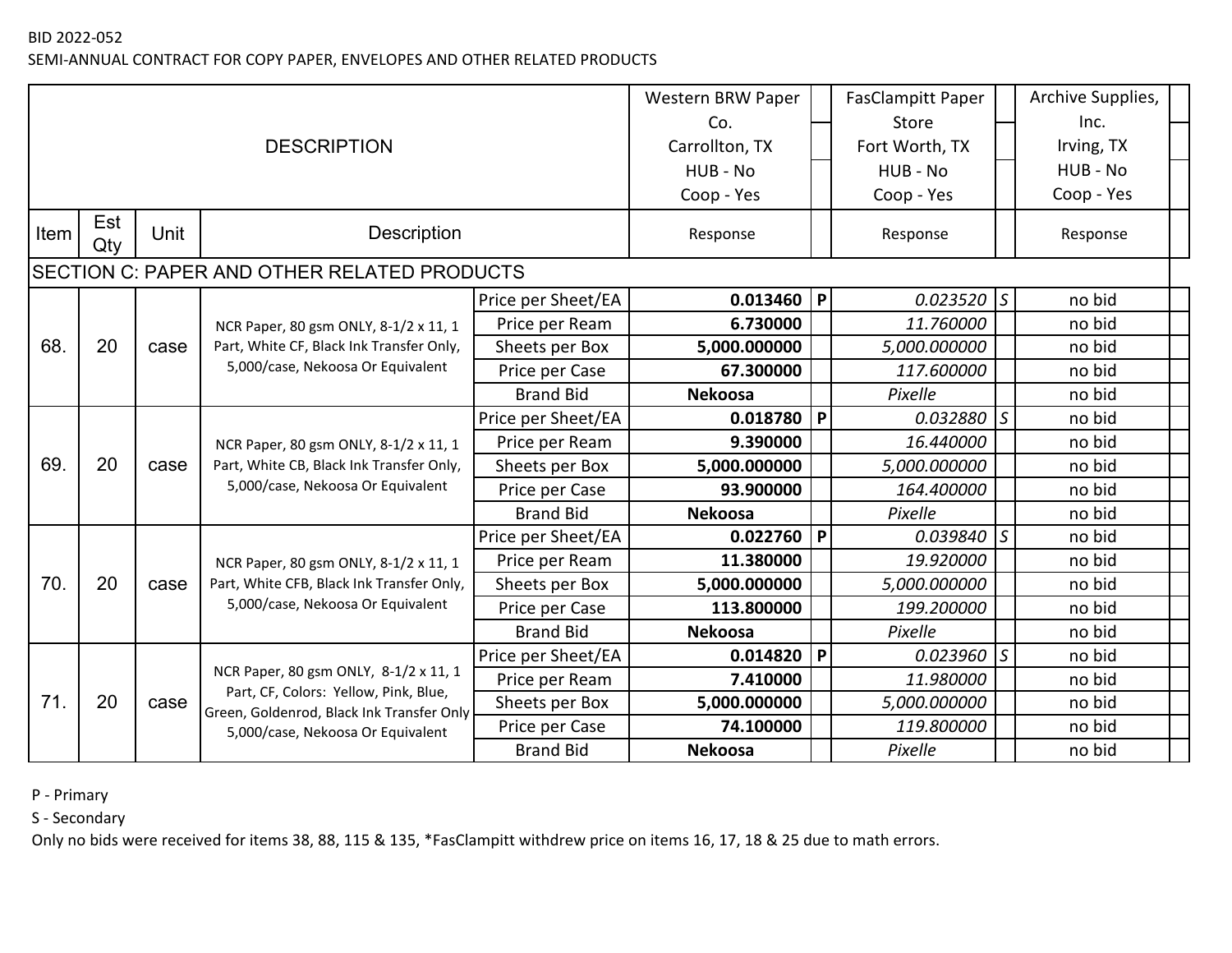BID 2022-052

SEMI-ANNUAL CONTRACT FOR COPY PAPER, ENVELOPES AND OTHER RELATED PRODUCTS

| DESCRIPTION | | | | | Western BRW Paper Co. Carrollton, TX HUB - No Coop - Yes | | FasClampitt Paper Store Fort Worth, TX HUB - No Coop - Yes | | Archive Supplies, Inc. Irving, TX HUB - No Coop - Yes | |
|---|---|---|---|---|---|---|---|---|---|---|
| Item | Est Qty | Unit | Description | | Response | | Response | | Response | |
| SECTION C: PAPER AND OTHER RELATED PRODUCTS | | | | | | | | | | |
| 68. | 20 | case | NCR Paper, 80 gsm ONLY, 8-1/2 x 11, 1 Part, White CF, Black Ink Transfer Only, 5,000/case, Nekoosa Or Equivalent | Price per Sheet/EA | **0.013460** | **P** | *0.023520* | *S* | no bid | |
| | | | | Price per Ream | **6.730000** | | *11.760000* | | no bid | |
| | | | | Sheets per Box | **5,000.000000** | | *5,000.000000* | | no bid | |
| | | | | Price per Case | **67.300000** | | *117.600000* | | no bid | |
| | | | | Brand Bid | **Nekoosa** | | *Pixelle* | | no bid | |
| 69. | 20 | case | NCR Paper, 80 gsm ONLY, 8-1/2 x 11, 1 Part, White CB, Black Ink Transfer Only, 5,000/case, Nekoosa Or Equivalent | Price per Sheet/EA | **0.018780** | **P** | *0.032880* | *S* | no bid | |
| | | | | Price per Ream | **9.390000** | | *16.440000* | | no bid | |
| | | | | Sheets per Box | **5,000.000000** | | *5,000.000000* | | no bid | |
| | | | | Price per Case | **93.900000** | | *164.400000* | | no bid | |
| | | | | Brand Bid | **Nekoosa** | | *Pixelle* | | no bid | |
| 70. | 20 | case | NCR Paper, 80 gsm ONLY, 8-1/2 x 11, 1 Part, White CFB, Black Ink Transfer Only, 5,000/case, Nekoosa Or Equivalent | Price per Sheet/EA | **0.022760** | **P** | *0.039840* | *S* | no bid | |
| | | | | Price per Ream | **11.380000** | | *19.920000* | | no bid | |
| | | | | Sheets per Box | **5,000.000000** | | *5,000.000000* | | no bid | |
| | | | | Price per Case | **113.800000** | | *199.200000* | | no bid | |
| | | | | Brand Bid | **Nekoosa** | | *Pixelle* | | no bid | |
| 71. | 20 | case | NCR Paper, 80 gsm ONLY, 8-1/2 x 11, 1 Part, CF, Colors: Yellow, Pink, Blue, Green, Goldenrod, Black Ink Transfer Only 5,000/case, Nekoosa Or Equivalent | Price per Sheet/EA | **0.014820** | **P** | *0.023960* | *S* | no bid | |
| | | | | Price per Ream | **7.410000** | | *11.980000* | | no bid | |
| | | | | Sheets per Box | **5,000.000000** | | *5,000.000000* | | no bid | |
| | | | | Price per Case | **74.100000** | | *119.800000* | | no bid | |
| | | | | Brand Bid | **Nekoosa** | | *Pixelle* | | no bid | |

P - Primary

S - Secondary

Only no bids were received for items 38, 88, 115 & 135, *FasClampitt withdrew price on items 16, 17, 18 & 25 due to math errors.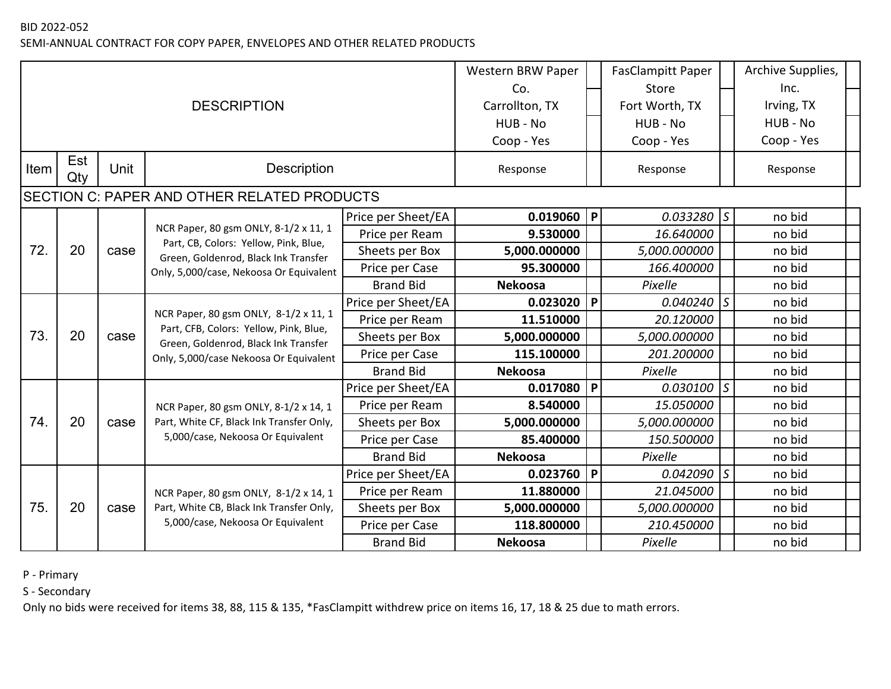BID 2022-052

SEMI-ANNUAL CONTRACT FOR COPY PAPER, ENVELOPES AND OTHER RELATED PRODUCTS

| DESCRIPTION | | | | | Western BRW Paper Co. Carrollton, TX HUB - No Coop - Yes | | FasClampitt Paper Store Fort Worth, TX HUB - No Coop - Yes | | Archive Supplies, Inc. Irving, TX HUB - No Coop - Yes |
|---|---|---|---|---|---|---|---|---|---|
| Item | Est Qty | Unit | Description | | Response | | Response | | Response |
| SECTION C: PAPER AND OTHER RELATED PRODUCTS | | | | | | | | | |
| 72. | 20 | case | NCR Paper, 80 gsm ONLY, 8-1/2 x 11, 1 Part, CB, Colors: Yellow, Pink, Blue, Green, Goldenrod, Black Ink Transfer Only, 5,000/case, Nekoosa Or Equivalent | Price per Sheet/EA | **0.019060** | **P** | *0.033280* | *S* | no bid |
| | | | | Price per Ream | **9.530000** | | *16.640000* | | no bid |
| | | | | Sheets per Box | **5,000.000000** | | *5,000.000000* | | no bid |
| | | | | Price per Case | **95.300000** | | *166.400000* | | no bid |
| | | | | Brand Bid | **Nekoosa** | | *Pixelle* | | no bid |
| 73. | 20 | case | NCR Paper, 80 gsm ONLY, 8-1/2 x 11, 1 Part, CFB, Colors: Yellow, Pink, Blue, Green, Goldenrod, Black Ink Transfer Only, 5,000/case Nekoosa Or Equivalent | Price per Sheet/EA | **0.023020** | **P** | *0.040240* | *S* | no bid |
| | | | | Price per Ream | **11.510000** | | *20.120000* | | no bid |
| | | | | Sheets per Box | **5,000.000000** | | *5,000.000000* | | no bid |
| | | | | Price per Case | **115.100000** | | *201.200000* | | no bid |
| | | | | Brand Bid | **Nekoosa** | | *Pixelle* | | no bid |
| 74. | 20 | case | NCR Paper, 80 gsm ONLY, 8-1/2 x 14, 1 Part, White CF, Black Ink Transfer Only, 5,000/case, Nekoosa Or Equivalent | Price per Sheet/EA | **0.017080** | **P** | *0.030100* | *S* | no bid |
| | | | | Price per Ream | **8.540000** | | *15.050000* | | no bid |
| | | | | Sheets per Box | **5,000.000000** | | *5,000.000000* | | no bid |
| | | | | Price per Case | **85.400000** | | *150.500000* | | no bid |
| | | | | Brand Bid | **Nekoosa** | | *Pixelle* | | no bid |
| 75. | 20 | case | NCR Paper, 80 gsm ONLY, 8-1/2 x 14, 1 Part, White CB, Black Ink Transfer Only, 5,000/case, Nekoosa Or Equivalent | Price per Sheet/EA | **0.023760** | **P** | *0.042090* | *S* | no bid |
| | | | | Price per Ream | **11.880000** | | *21.045000* | | no bid |
| | | | | Sheets per Box | **5,000.000000** | | *5,000.000000* | | no bid |
| | | | | Price per Case | **118.800000** | | *210.450000* | | no bid |
| | | | | Brand Bid | **Nekoosa** | | *Pixelle* | | no bid |

P - Primary

S - Secondary

Only no bids were received for items 38, 88, 115 & 135, *FasClampitt withdrew price on items 16, 17, 18 & 25 due to math errors.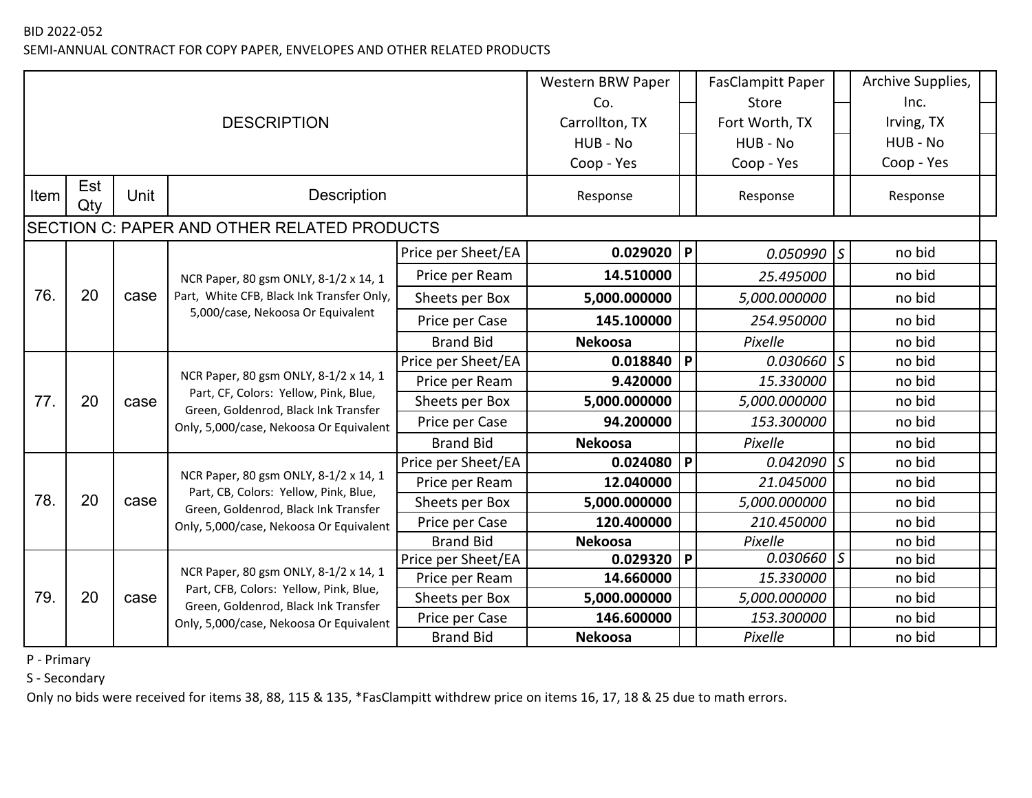BID 2022-052

SEMI-ANNUAL CONTRACT FOR COPY PAPER, ENVELOPES AND OTHER RELATED PRODUCTS

| | | | DESCRIPTION | | Western BRW Paper Co.<br>Carrollton, TX<br>HUB - No<br>Coop - Yes | | FasClampitt Paper Store<br>Fort Worth, TX<br>HUB - No<br>Coop - Yes | | Archive Supplies, Inc.<br>Irving, TX<br>HUB - No<br>Coop - Yes |
|---|---|---|---|---|---|---|---|---|---|
| Item | Est Qty | Unit | Description | | Response | | Response | | Response |
| SECTION C: PAPER AND OTHER RELATED PRODUCTS | | | | | | | | | |
| 76. | 20 | case | NCR Paper, 80 gsm ONLY, 8-1/2 x 14, 1 Part, White CFB, Black Ink Transfer Only, 5,000/case, Nekoosa Or Equivalent | Price per Sheet/EA | **0.029020** | **P** | *0.050990* | *S* | no bid |
| | | | | Price per Ream | **14.510000** | | *25.495000* | | no bid |
| | | | | Sheets per Box | **5,000.000000** | | *5,000.000000* | | no bid |
| | | | | Price per Case | **145.100000** | | *254.950000* | | no bid |
| | | | | Brand Bid | **Nekoosa** | | *Pixelle* | | no bid |
| 77. | 20 | case | NCR Paper, 80 gsm ONLY, 8-1/2 x 14, 1 Part, CF, Colors: Yellow, Pink, Blue, Green, Goldenrod, Black Ink Transfer Only, 5,000/case, Nekoosa Or Equivalent | Price per Sheet/EA | **0.018840** | **P** | *0.030660* | *S* | no bid |
| | | | | Price per Ream | **9.420000** | | *15.330000* | | no bid |
| | | | | Sheets per Box | **5,000.000000** | | *5,000.000000* | | no bid |
| | | | | Price per Case | **94.200000** | | *153.300000* | | no bid |
| | | | | Brand Bid | **Nekoosa** | | *Pixelle* | | no bid |
| 78. | 20 | case | NCR Paper, 80 gsm ONLY, 8-1/2 x 14, 1 Part, CB, Colors: Yellow, Pink, Blue, Green, Goldenrod, Black Ink Transfer Only, 5,000/case, Nekoosa Or Equivalent | Price per Sheet/EA | **0.024080** | **P** | *0.042090* | *S* | no bid |
| | | | | Price per Ream | **12.040000** | | *21.045000* | | no bid |
| | | | | Sheets per Box | **5,000.000000** | | *5,000.000000* | | no bid |
| | | | | Price per Case | **120.400000** | | *210.450000* | | no bid |
| | | | | Brand Bid | **Nekoosa** | | *Pixelle* | | no bid |
| 79. | 20 | case | NCR Paper, 80 gsm ONLY, 8-1/2 x 14, 1 Part, CFB, Colors: Yellow, Pink, Blue, Green, Goldenrod, Black Ink Transfer Only, 5,000/case, Nekoosa Or Equivalent | Price per Sheet/EA | **0.029320** | **P** | *0.030660* | *S* | no bid |
| | | | | Price per Ream | **14.660000** | | *15.330000* | | no bid |
| | | | | Sheets per Box | **5,000.000000** | | *5,000.000000* | | no bid |
| | | | | Price per Case | **146.600000** | | *153.300000* | | no bid |
| | | | | Brand Bid | **Nekoosa** | | *Pixelle* | | no bid |

P - Primary

S - Secondary

Only no bids were received for items 38, 88, 115 & 135, *FasClampitt withdrew price on items 16, 17, 18 & 25 due to math errors.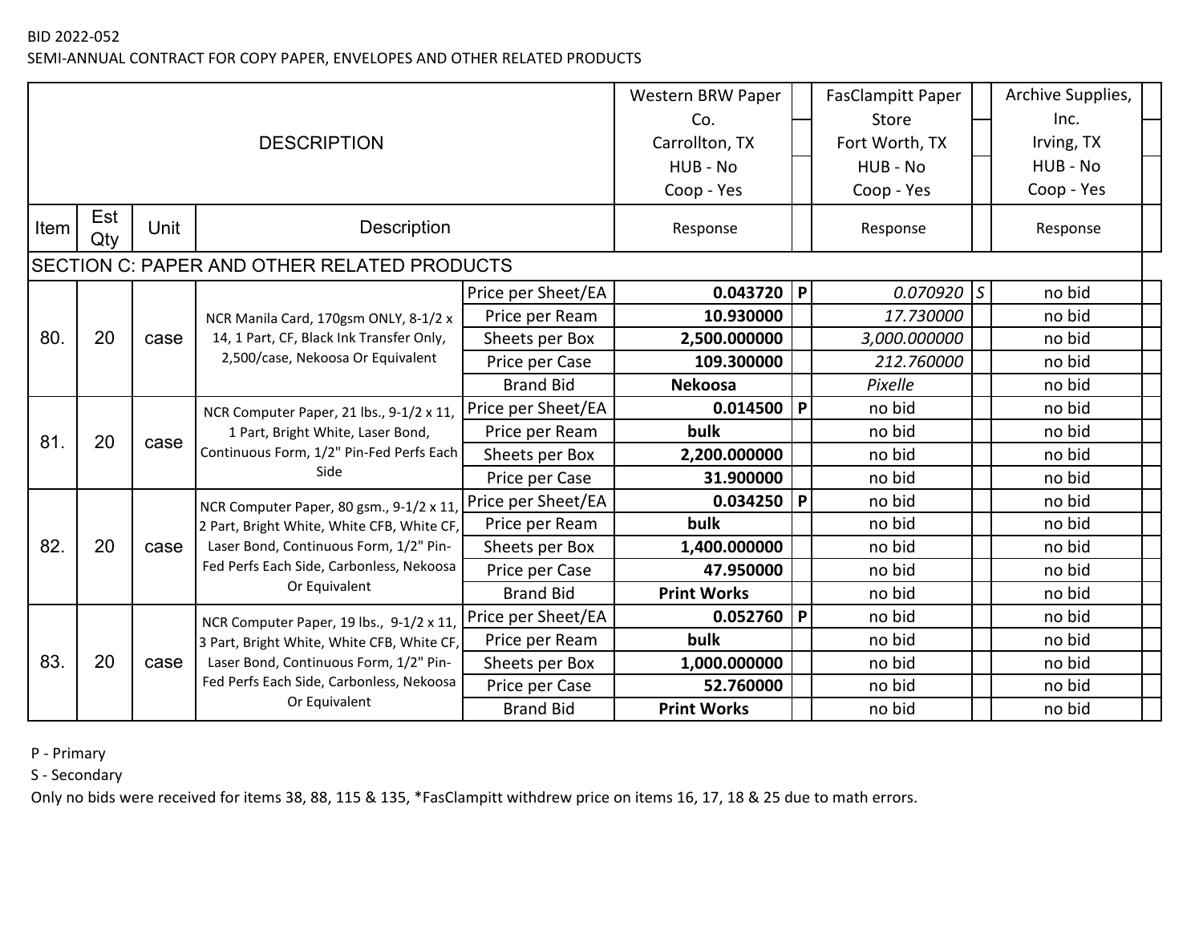BID 2022-052

SEMI-ANNUAL CONTRACT FOR COPY PAPER, ENVELOPES AND OTHER RELATED PRODUCTS

| DESCRIPTION | | | | | Western BRW Paper Co. Carrollton, TX HUB - No Coop - Yes | | FasClampitt Paper Store Fort Worth, TX HUB - No Coop - Yes | | Archive Supplies, Inc. Irving, TX HUB - No Coop - Yes | |
|---|---|---|---|---|---|---|---|---|---|---|
| Item | Est Qty | Unit | Description | | Response | | Response | | Response | |
| SECTION C: PAPER AND OTHER RELATED PRODUCTS | | | | | | | | | | |
| 80. | 20 | case | NCR Manila Card, 170gsm ONLY, 8-1/2 x 14, 1 Part, CF, Black Ink Transfer Only, 2,500/case, Nekoosa Or Equivalent | Price per Sheet/EA | **0.043720** | **P** | *0.070920* | *S* | no bid | |
| | | | | Price per Ream | **10.930000** | | *17.730000* | | no bid | |
| | | | | Sheets per Box | **2,500.000000** | | *3,000.000000* | | no bid | |
| | | | | Price per Case | **109.300000** | | *212.760000* | | no bid | |
| | | | | Brand Bid | **Nekoosa** | | *Pixelle* | | no bid | |
| 81. | 20 | case | NCR Computer Paper, 21 lbs., 9-1/2 x 11, 1 Part, Bright White, Laser Bond, Continuous Form, 1/2" Pin-Fed Perfs Each Side | Price per Sheet/EA | **0.014500** | **P** | no bid | | no bid | |
| | | | | Price per Ream | **bulk** | | no bid | | no bid | |
| | | | | Sheets per Box | **2,200.000000** | | no bid | | no bid | |
| | | | | Price per Case | **31.900000** | | no bid | | no bid | |
| 82. | 20 | case | NCR Computer Paper, 80 gsm., 9-1/2 x 11, 2 Part, Bright White, White CFB, White CF, Laser Bond, Continuous Form, 1/2" Pin-Fed Perfs Each Side, Carbonless, Nekoosa Or Equivalent | Price per Sheet/EA | **0.034250** | **P** | no bid | | no bid | |
| | | | | Price per Ream | **bulk** | | no bid | | no bid | |
| | | | | Sheets per Box | **1,400.000000** | | no bid | | no bid | |
| | | | | Price per Case | **47.950000** | | no bid | | no bid | |
| | | | | Brand Bid | **Print Works** | | no bid | | no bid | |
| 83. | 20 | case | NCR Computer Paper, 19 lbs., 9-1/2 x 11, 3 Part, Bright White, White CFB, White CF, Laser Bond, Continuous Form, 1/2" Pin-Fed Perfs Each Side, Carbonless, Nekoosa Or Equivalent | Price per Sheet/EA | **0.052760** | **P** | no bid | | no bid | |
| | | | | Price per Ream | **bulk** | | no bid | | no bid | |
| | | | | Sheets per Box | **1,000.000000** | | no bid | | no bid | |
| | | | | Price per Case | **52.760000** | | no bid | | no bid | |
| | | | | Brand Bid | **Print Works** | | no bid | | no bid | |

P - Primary

S - Secondary

Only no bids were received for items 38, 88, 115 & 135, *FasClampitt withdrew price on items 16, 17, 18 & 25 due to math errors.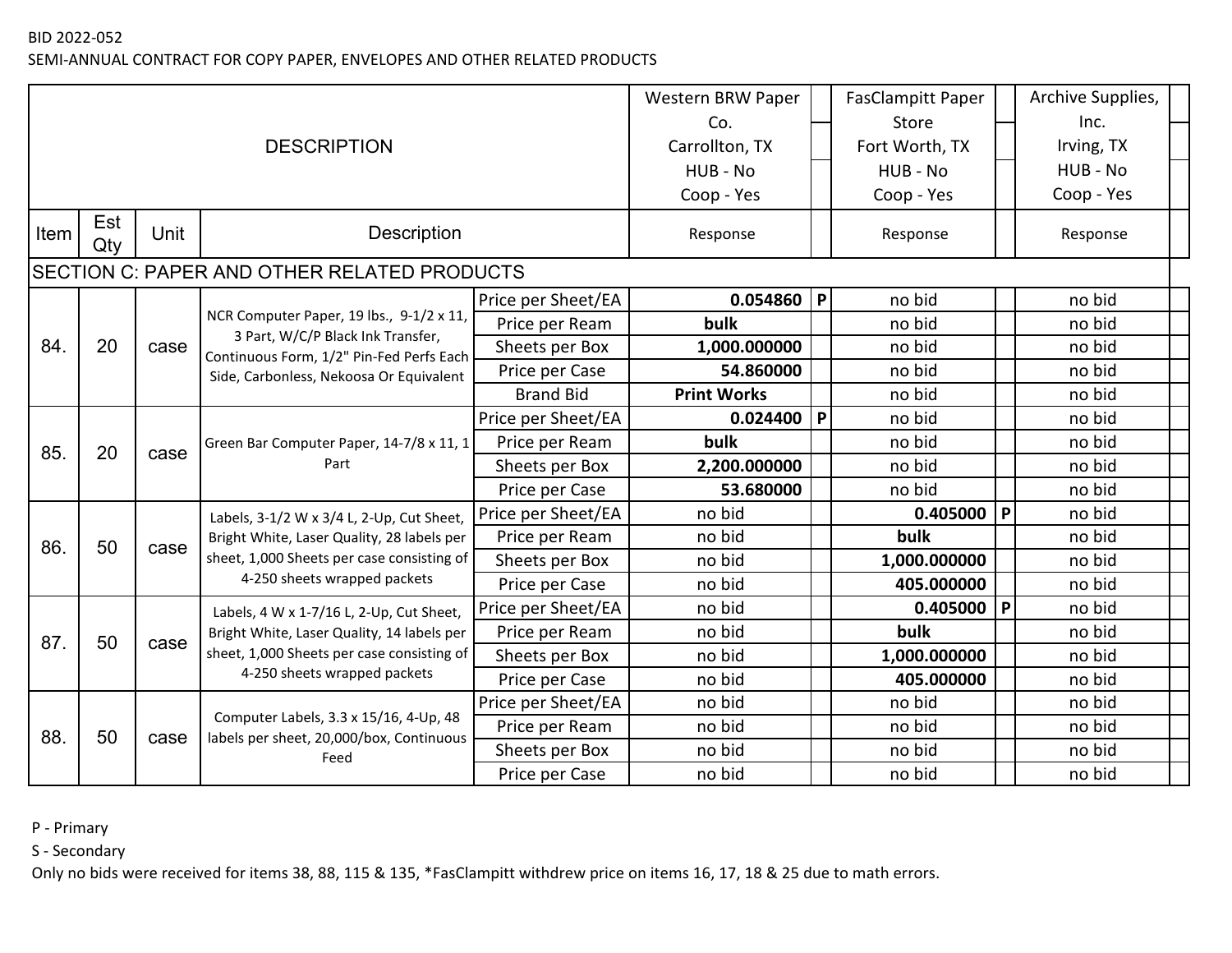BID 2022-052

SEMI-ANNUAL CONTRACT FOR COPY PAPER, ENVELOPES AND OTHER RELATED PRODUCTS

| DESCRIPTION | | | | | Western BRW Paper Co. Carrollton, TX HUB - No Coop - Yes | | FasClampitt Paper Store Fort Worth, TX HUB - No Coop - Yes | | Archive Supplies, Inc. Irving, TX HUB - No Coop - Yes | |
|---|---|---|---|---|---|---|---|---|---|---|
| Item | Est Qty | Unit | Description | | Response | | Response | | Response | |
| SECTION C: PAPER AND OTHER RELATED PRODUCTS | | | | | | | | | | |
| 84. | 20 | case | NCR Computer Paper, 19 lbs., 9-1/2 x 11, 3 Part, W/C/P Black Ink Transfer, Continuous Form, 1/2" Pin-Fed Perfs Each Side, Carbonless, Nekoosa Or Equivalent | Price per Sheet/EA | **0.054860** | **P** | no bid | | no bid | |
| | | | | Price per Ream | **bulk** | | no bid | | no bid | |
| | | | | Sheets per Box | **1,000.000000** | | no bid | | no bid | |
| | | | | Price per Case | **54.860000** | | no bid | | no bid | |
| | | | | Brand Bid | **Print Works** | | no bid | | no bid | |
| 85. | 20 | case | Green Bar Computer Paper, 14-7/8 x 11, 1 Part | Price per Sheet/EA | **0.024400** | **P** | no bid | | no bid | |
| | | | | Price per Ream | **bulk** | | no bid | | no bid | |
| | | | | Sheets per Box | **2,200.000000** | | no bid | | no bid | |
| | | | | Price per Case | **53.680000** | | no bid | | no bid | |
| 86. | 50 | case | Labels, 3-1/2 W x 3/4 L, 2-Up, Cut Sheet, Bright White, Laser Quality, 28 labels per sheet, 1,000 Sheets per case consisting of 4-250 sheets wrapped packets | Price per Sheet/EA | no bid | | **0.405000** | **P** | no bid | |
| | | | | Price per Ream | no bid | | **bulk** | | no bid | |
| | | | | Sheets per Box | no bid | | **1,000.000000** | | no bid | |
| | | | | Price per Case | no bid | | **405.000000** | | no bid | |
| 87. | 50 | case | Labels, 4 W x 1-7/16 L, 2-Up, Cut Sheet, Bright White, Laser Quality, 14 labels per sheet, 1,000 Sheets per case consisting of 4-250 sheets wrapped packets | Price per Sheet/EA | no bid | | **0.405000** | **P** | no bid | |
| | | | | Price per Ream | no bid | | **bulk** | | no bid | |
| | | | | Sheets per Box | no bid | | **1,000.000000** | | no bid | |
| | | | | Price per Case | no bid | | **405.000000** | | no bid | |
| 88. | 50 | case | Computer Labels, 3.3 x 15/16, 4-Up, 48 labels per sheet, 20,000/box, Continuous Feed | Price per Sheet/EA | no bid | | no bid | | no bid | |
| | | | | Price per Ream | no bid | | no bid | | no bid | |
| | | | | Sheets per Box | no bid | | no bid | | no bid | |
| | | | | Price per Case | no bid | | no bid | | no bid | |

P - Primary

S - Secondary

Only no bids were received for items 38, 88, 115 & 135, *FasClampitt withdrew price on items 16, 17, 18 & 25 due to math errors.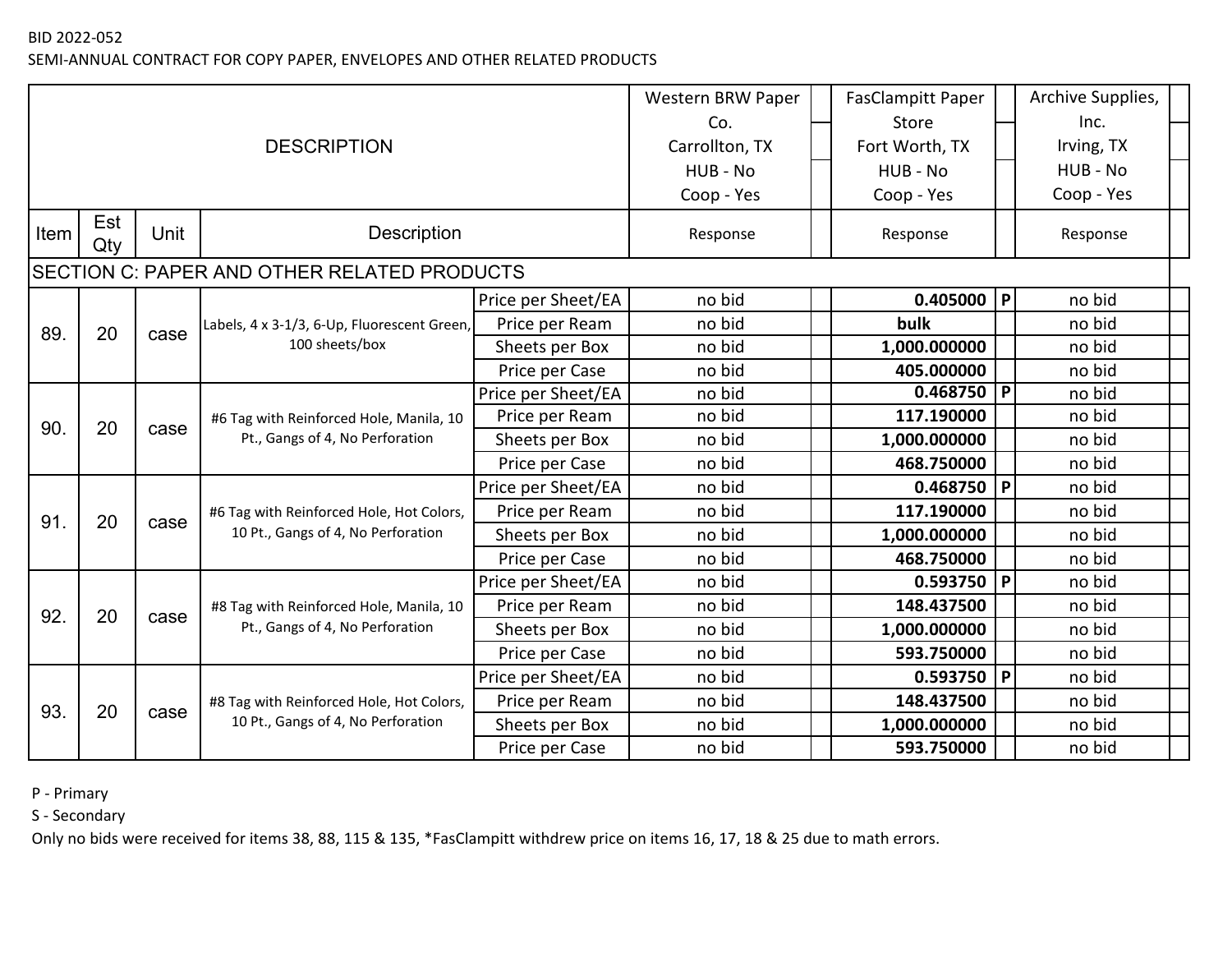BID 2022-052

SEMI-ANNUAL CONTRACT FOR COPY PAPER, ENVELOPES AND OTHER RELATED PRODUCTS

| DESCRIPTION | | | | | Western BRW Paper Co. Carrollton, TX HUB - No Coop - Yes | | FasClampitt Paper Store Fort Worth, TX HUB - No Coop - Yes | | Archive Supplies, Inc. Irving, TX HUB - No Coop - Yes | |
|---|---|---|---|---|---|---|---|---|---|---|
| Item | Est Qty | Unit | Description | | Response | | Response | | Response | |
| SECTION C: PAPER AND OTHER RELATED PRODUCTS | | | | | | | | | | |
| 89. | 20 | case | Labels, 4 x 3-1/3, 6-Up, Fluorescent Green, 100 sheets/box | Price per Sheet/EA | no bid | | **0.405000** | **P** | no bid | |
| | | | | Price per Ream | no bid | | **bulk** | | no bid | |
| | | | | Sheets per Box | no bid | | **1,000.000000** | | no bid | |
| | | | | Price per Case | no bid | | **405.000000** | | no bid | |
| 90. | 20 | case | #6 Tag with Reinforced Hole, Manila, 10 Pt., Gangs of 4, No Perforation | Price per Sheet/EA | no bid | | **0.468750** | **P** | no bid | |
| | | | | Price per Ream | no bid | | **117.190000** | | no bid | |
| | | | | Sheets per Box | no bid | | **1,000.000000** | | no bid | |
| | | | | Price per Case | no bid | | **468.750000** | | no bid | |
| 91. | 20 | case | #6 Tag with Reinforced Hole, Hot Colors, 10 Pt., Gangs of 4, No Perforation | Price per Sheet/EA | no bid | | **0.468750** | **P** | no bid | |
| | | | | Price per Ream | no bid | | **117.190000** | | no bid | |
| | | | | Sheets per Box | no bid | | **1,000.000000** | | no bid | |
| | | | | Price per Case | no bid | | **468.750000** | | no bid | |
| 92. | 20 | case | #8 Tag with Reinforced Hole, Manila, 10 Pt., Gangs of 4, No Perforation | Price per Sheet/EA | no bid | | **0.593750** | **P** | no bid | |
| | | | | Price per Ream | no bid | | **148.437500** | | no bid | |
| | | | | Sheets per Box | no bid | | **1,000.000000** | | no bid | |
| | | | | Price per Case | no bid | | **593.750000** | | no bid | |
| 93. | 20 | case | #8 Tag with Reinforced Hole, Hot Colors, 10 Pt., Gangs of 4, No Perforation | Price per Sheet/EA | no bid | | **0.593750** | **P** | no bid | |
| | | | | Price per Ream | no bid | | **148.437500** | | no bid | |
| | | | | Sheets per Box | no bid | | **1,000.000000** | | no bid | |
| | | | | Price per Case | no bid | | **593.750000** | | no bid | |

P - Primary

S - Secondary

Only no bids were received for items 38, 88, 115 & 135, *FasClampitt withdrew price on items 16, 17, 18 & 25 due to math errors.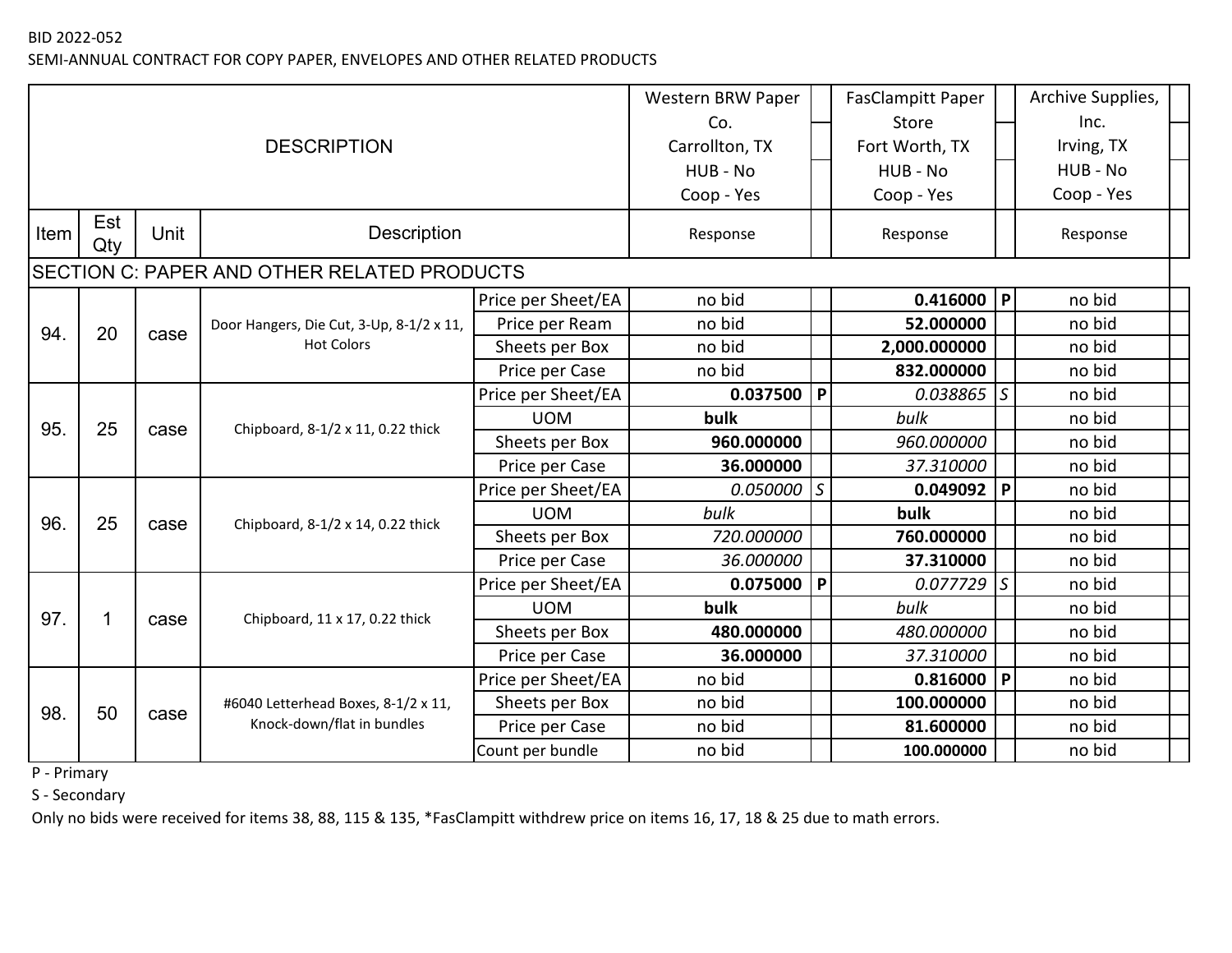BID 2022-052

SEMI-ANNUAL CONTRACT FOR COPY PAPER, ENVELOPES AND OTHER RELATED PRODUCTS

| | | | DESCRIPTION | | Western BRW Paper Co.<br>Carrollton, TX<br>HUB - No<br>Coop - Yes | | FasClampitt Paper Store<br>Fort Worth, TX<br>HUB - No<br>Coop - Yes | | Archive Supplies, Inc.<br>Irving, TX<br>HUB - No<br>Coop - Yes | |
|---|---|---|---|---|---|---|---|---|---|---|
| Item | Est Qty | Unit | Description | | Response | | Response | | Response | |
| SECTION C: PAPER AND OTHER RELATED PRODUCTS | | | | | | | | | | |
| 94. | 20 | case | Door Hangers, Die Cut, 3-Up, 8-1/2 x 11, Hot Colors | Price per Sheet/EA | no bid | | **0.416000** | **P** | no bid | |
| | | | | Price per Ream | no bid | | **52.000000** | | no bid | |
| | | | | Sheets per Box | no bid | | **2,000.000000** | | no bid | |
| | | | | Price per Case | no bid | | **832.000000** | | no bid | |
| 95. | 25 | case | Chipboard, 8-1/2 x 11, 0.22 thick | Price per Sheet/EA | **0.037500** | **P** | *0.038865* | *S* | no bid | |
| | | | | UOM | **bulk** | | *bulk* | | no bid | |
| | | | | Sheets per Box | **960.000000** | | *960.000000* | | no bid | |
| | | | | Price per Case | **36.000000** | | *37.310000* | | no bid | |
| 96. | 25 | case | Chipboard, 8-1/2 x 14, 0.22 thick | Price per Sheet/EA | *0.050000* | *S* | **0.049092** | **P** | no bid | |
| | | | | UOM | *bulk* | | **bulk** | | no bid | |
| | | | | Sheets per Box | *720.000000* | | **760.000000** | | no bid | |
| | | | | Price per Case | *36.000000* | | **37.310000** | | no bid | |
| 97. | 1 | case | Chipboard, 11 x 17, 0.22 thick | Price per Sheet/EA | **0.075000** | **P** | *0.077729* | *S* | no bid | |
| | | | | UOM | **bulk** | | *bulk* | | no bid | |
| | | | | Sheets per Box | **480.000000** | | *480.000000* | | no bid | |
| | | | | Price per Case | **36.000000** | | *37.310000* | | no bid | |
| 98. | 50 | case | #6040 Letterhead Boxes, 8-1/2 x 11, Knock-down/flat in bundles | Price per Sheet/EA | no bid | | **0.816000** | **P** | no bid | |
| | | | | Sheets per Box | no bid | | **100.000000** | | no bid | |
| | | | | Price per Case | no bid | | **81.600000** | | no bid | |
| | | | | Count per bundle | no bid | | **100.000000** | | no bid | |

P - Primary

S - Secondary

Only no bids were received for items 38, 88, 115 & 135, *FasClampitt withdrew price on items 16, 17, 18 & 25 due to math errors.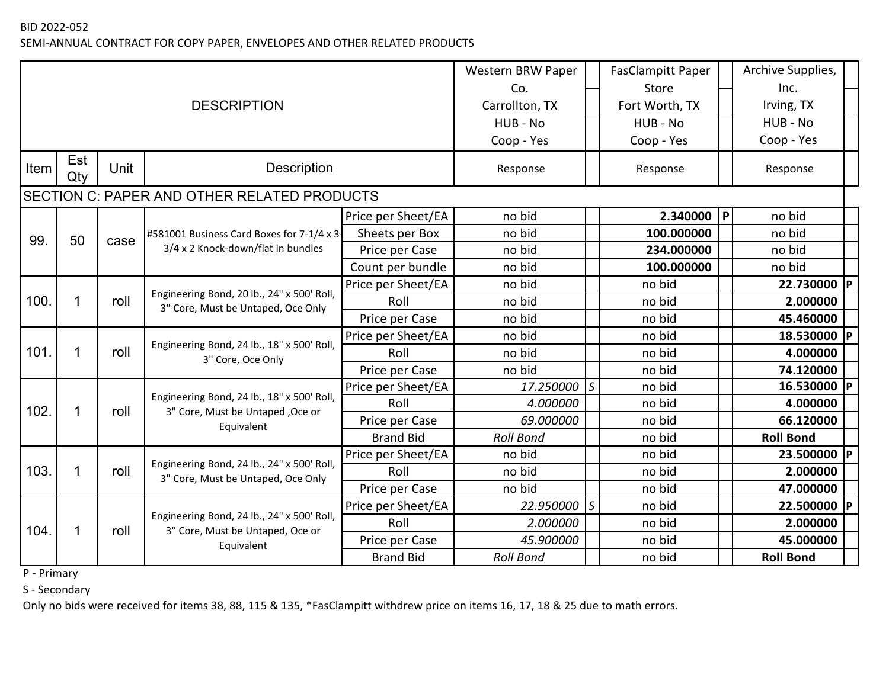BID 2022-052

SEMI-ANNUAL CONTRACT FOR COPY PAPER, ENVELOPES AND OTHER RELATED PRODUCTS

| DESCRIPTION | | | | | Western BRW Paper Co. Carrollton, TX HUB - No Coop - Yes | | FasClampitt Paper Store Fort Worth, TX HUB - No Coop - Yes | | Archive Supplies, Inc. Irving, TX HUB - No Coop - Yes | |
|---|---|---|---|---|---|---|---|---|---|---|
| Item | Est Qty | Unit | Description | | Response | | Response | | Response | |
| SECTION C: PAPER AND OTHER RELATED PRODUCTS | | | | | | | | | | |
| 99. | 50 | case | #581001 Business Card Boxes for 7-1/4 x 3-3/4 x 2 Knock-down/flat in bundles | Price per Sheet/EA | no bid | | **2.340000** | **P** | no bid | |
| | | | | Sheets per Box | no bid | | **100.000000** | | no bid | |
| | | | | Price per Case | no bid | | **234.000000** | | no bid | |
| | | | | Count per bundle | no bid | | **100.000000** | | no bid | |
| 100. | 1 | roll | Engineering Bond, 20 lb., 24" x 500' Roll, 3" Core, Must be Untaped, Oce Only | Price per Sheet/EA | no bid | | no bid | | **22.730000** | **P** |
| | | | | Roll | no bid | | no bid | | **2.000000** | |
| | | | | Price per Case | no bid | | no bid | | **45.460000** | |
| 101. | 1 | roll | Engineering Bond, 24 lb., 18" x 500' Roll, 3" Core, Oce Only | Price per Sheet/EA | no bid | | no bid | | **18.530000** | **P** |
| | | | | Roll | no bid | | no bid | | **4.000000** | |
| | | | | Price per Case | no bid | | no bid | | **74.120000** | |
| 102. | 1 | roll | Engineering Bond, 24 lb., 18" x 500' Roll, 3" Core, Must be Untaped ,Oce or Equivalent | Price per Sheet/EA | *17.250000* | *S* | no bid | | **16.530000** | **P** |
| | | | | Roll | *4.000000* | | no bid | | **4.000000** | |
| | | | | Price per Case | *69.000000* | | no bid | | **66.120000** | |
| | | | | Brand Bid | *Roll Bond* | | no bid | | **Roll Bond** | |
| 103. | 1 | roll | Engineering Bond, 24 lb., 24" x 500' Roll, 3" Core, Must be Untaped, Oce Only | Price per Sheet/EA | no bid | | no bid | | **23.500000** | **P** |
| | | | | Roll | no bid | | no bid | | **2.000000** | |
| | | | | Price per Case | no bid | | no bid | | **47.000000** | |
| 104. | 1 | roll | Engineering Bond, 24 lb., 24" x 500' Roll, 3" Core, Must be Untaped, Oce or Equivalent | Price per Sheet/EA | *22.950000* | *S* | no bid | | **22.500000** | **P** |
| | | | | Roll | *2.000000* | | no bid | | **2.000000** | |
| | | | | Price per Case | *45.900000* | | no bid | | **45.000000** | |
| | | | | Brand Bid | *Roll Bond* | | no bid | | **Roll Bond** | |

P - Primary

S - Secondary

Only no bids were received for items 38, 88, 115 & 135, *FasClampitt withdrew price on items 16, 17, 18 & 25 due to math errors.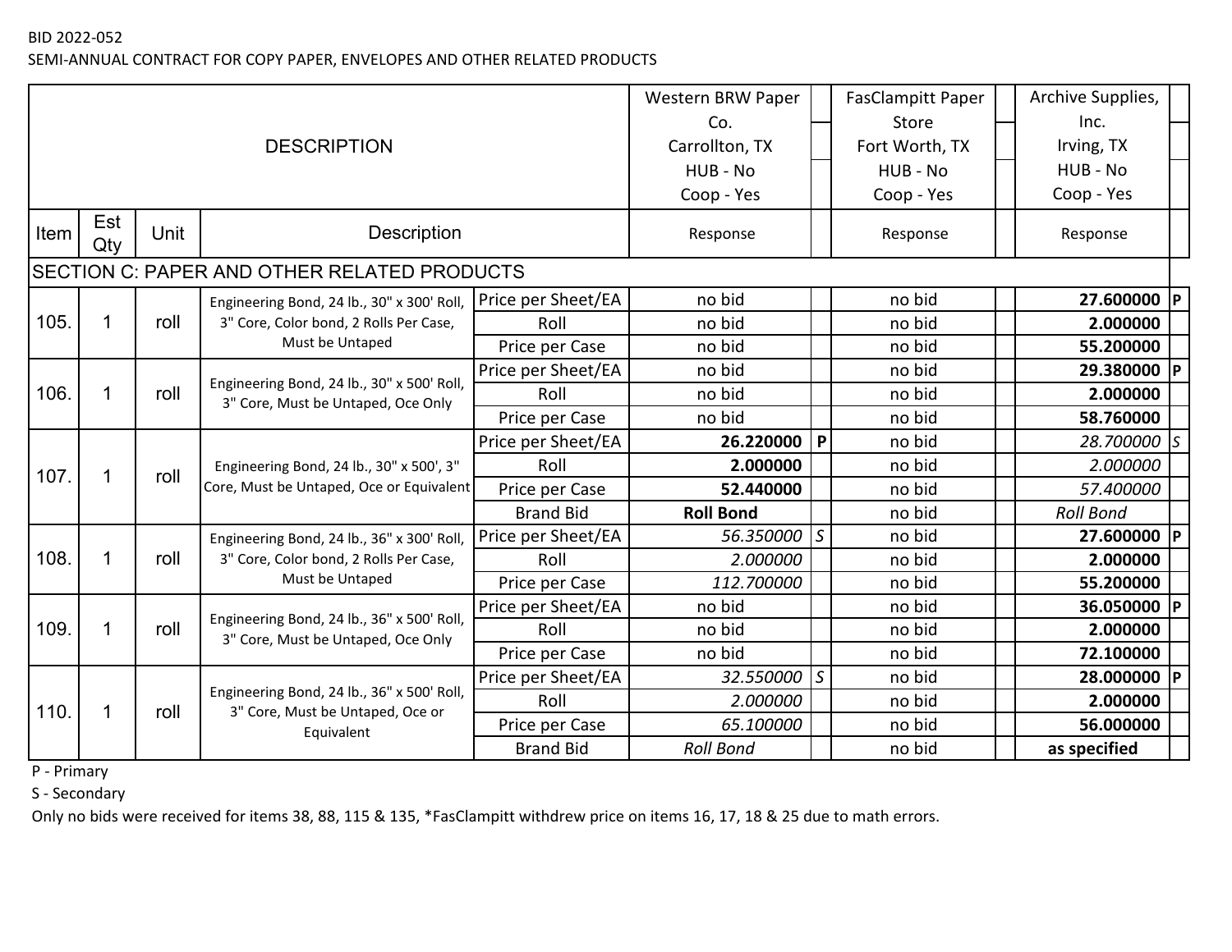BID 2022-052

SEMI-ANNUAL CONTRACT FOR COPY PAPER, ENVELOPES AND OTHER RELATED PRODUCTS

| DESCRIPTION | | | | | Western BRW Paper Co. Carrollton, TX HUB - No Coop - Yes | | FasClampitt Paper Store Fort Worth, TX HUB - No Coop - Yes | | Archive Supplies, Inc. Irving, TX HUB - No Coop - Yes | |
|---|---|---|---|---|---|---|---|---|---|---|
| Item | Est Qty | Unit | Description | | Response | | Response | | Response | |
| SECTION C: PAPER AND OTHER RELATED PRODUCTS | | | | | | | | | | |
| 105. | 1 | roll | Engineering Bond, 24 lb., 30" x 300' Roll, 3" Core, Color bond, 2 Rolls Per Case, Must be Untaped | Price per Sheet/EA | no bid | | no bid | | **27.600000** | **P** |
| | | | | Roll | no bid | | no bid | | **2.000000** | |
| | | | | Price per Case | no bid | | no bid | | **55.200000** | |
| 106. | 1 | roll | Engineering Bond, 24 lb., 30" x 500' Roll, 3" Core, Must be Untaped, Oce Only | Price per Sheet/EA | no bid | | no bid | | **29.380000** | **P** |
| | | | | Roll | no bid | | no bid | | **2.000000** | |
| | | | | Price per Case | no bid | | no bid | | **58.760000** | |
| 107. | 1 | roll | Engineering Bond, 24 lb., 30" x 500', 3" Core, Must be Untaped, Oce or Equivalent | Price per Sheet/EA | **26.220000** | **P** | no bid | | *28.700000* | *S* |
| | | | | Roll | **2.000000** | | no bid | | *2.000000* | |
| | | | | Price per Case | **52.440000** | | no bid | | *57.400000* | |
| | | | | Brand Bid | **Roll Bond** | | no bid | | *Roll Bond* | |
| 108. | 1 | roll | Engineering Bond, 24 lb., 36" x 300' Roll, 3" Core, Color bond, 2 Rolls Per Case, Must be Untaped | Price per Sheet/EA | *56.350000* | *S* | no bid | | **27.600000** | **P** |
| | | | | Roll | *2.000000* | | no bid | | **2.000000** | |
| | | | | Price per Case | *112.700000* | | no bid | | **55.200000** | |
| 109. | 1 | roll | Engineering Bond, 24 lb., 36" x 500' Roll, 3" Core, Must be Untaped, Oce Only | Price per Sheet/EA | no bid | | no bid | | **36.050000** | **P** |
| | | | | Roll | no bid | | no bid | | **2.000000** | |
| | | | | Price per Case | no bid | | no bid | | **72.100000** | |
| 110. | 1 | roll | Engineering Bond, 24 lb., 36" x 500' Roll, 3" Core, Must be Untaped, Oce or Equivalent | Price per Sheet/EA | *32.550000* | *S* | no bid | | **28.000000** | **P** |
| | | | | Roll | *2.000000* | | no bid | | **2.000000** | |
| | | | | Price per Case | *65.100000* | | no bid | | **56.000000** | |
| | | | | Brand Bid | *Roll Bond* | | no bid | | **as specified** | |

P - Primary

S - Secondary

Only no bids were received for items 38, 88, 115 & 135, *FasClampitt withdrew price on items 16, 17, 18 & 25 due to math errors.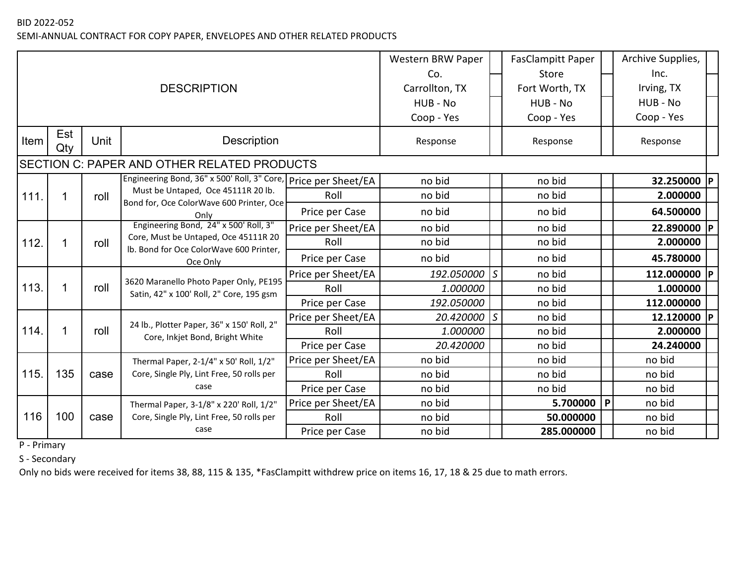BID 2022-052

SEMI-ANNUAL CONTRACT FOR COPY PAPER, ENVELOPES AND OTHER RELATED PRODUCTS

| DESCRIPTION | | | | | Western BRW Paper Co. Carrollton, TX HUB - No Coop - Yes | | FasClampitt Paper Store Fort Worth, TX HUB - No Coop - Yes | | Archive Supplies, Inc. Irving, TX HUB - No Coop - Yes | |
|---|---|---|---|---|---|---|---|---|---|---|
| Item | Est Qty | Unit | Description | | Response | | Response | | Response | |
| SECTION C: PAPER AND OTHER RELATED PRODUCTS | | | | | | | | | | |
| 111. | 1 | roll | Engineering Bond, 36" x 500' Roll, 3" Core, Must be Untaped, Oce 45111R 20 lb. Bond for, Oce ColorWave 600 Printer, Oce Only | Price per Sheet/EA | no bid | | no bid | | **32.250000** | **P** |
| | | | | Roll | no bid | | no bid | | **2.000000** | |
| | | | | Price per Case | no bid | | no bid | | **64.500000** | |
| 112. | 1 | roll | Engineering Bond, 24" x 500' Roll, 3" Core, Must be Untaped, Oce 45111R 20 lb. Bond for Oce ColorWave 600 Printer, Oce Only | Price per Sheet/EA | no bid | | no bid | | **22.890000** | **P** |
| | | | | Roll | no bid | | no bid | | **2.000000** | |
| | | | | Price per Case | no bid | | no bid | | **45.780000** | |
| 113. | 1 | roll | 3620 Maranello Photo Paper Only, PE195 Satin, 42" x 100' Roll, 2" Core, 195 gsm | Price per Sheet/EA | *192.050000* | *S* | no bid | | **112.000000** | **P** |
| | | | | Roll | *1.000000* | | no bid | | **1.000000** | |
| | | | | Price per Case | *192.050000* | | no bid | | **112.000000** | |
| 114. | 1 | roll | 24 lb., Plotter Paper, 36" x 150' Roll, 2" Core, Inkjet Bond, Bright White | Price per Sheet/EA | *20.420000* | *S* | no bid | | **12.120000** | **P** |
| | | | | Roll | *1.000000* | | no bid | | **2.000000** | |
| | | | | Price per Case | *20.420000* | | no bid | | **24.240000** | |
| 115. | 135 | case | Thermal Paper, 2-1/4" x 50' Roll, 1/2" Core, Single Ply, Lint Free, 50 rolls per case | Price per Sheet/EA | no bid | | no bid | | no bid | |
| | | | | Roll | no bid | | no bid | | no bid | |
| | | | | Price per Case | no bid | | no bid | | no bid | |
| 116 | 100 | case | Thermal Paper, 3-1/8" x 220' Roll, 1/2" Core, Single Ply, Lint Free, 50 rolls per case | Price per Sheet/EA | no bid | | **5.700000** | **P** | no bid | |
| | | | | Roll | no bid | | **50.000000** | | no bid | |
| | | | | Price per Case | no bid | | **285.000000** | | no bid | |

P - Primary

S - Secondary

Only no bids were received for items 38, 88, 115 & 135, *FasClampitt withdrew price on items 16, 17, 18 & 25 due to math errors.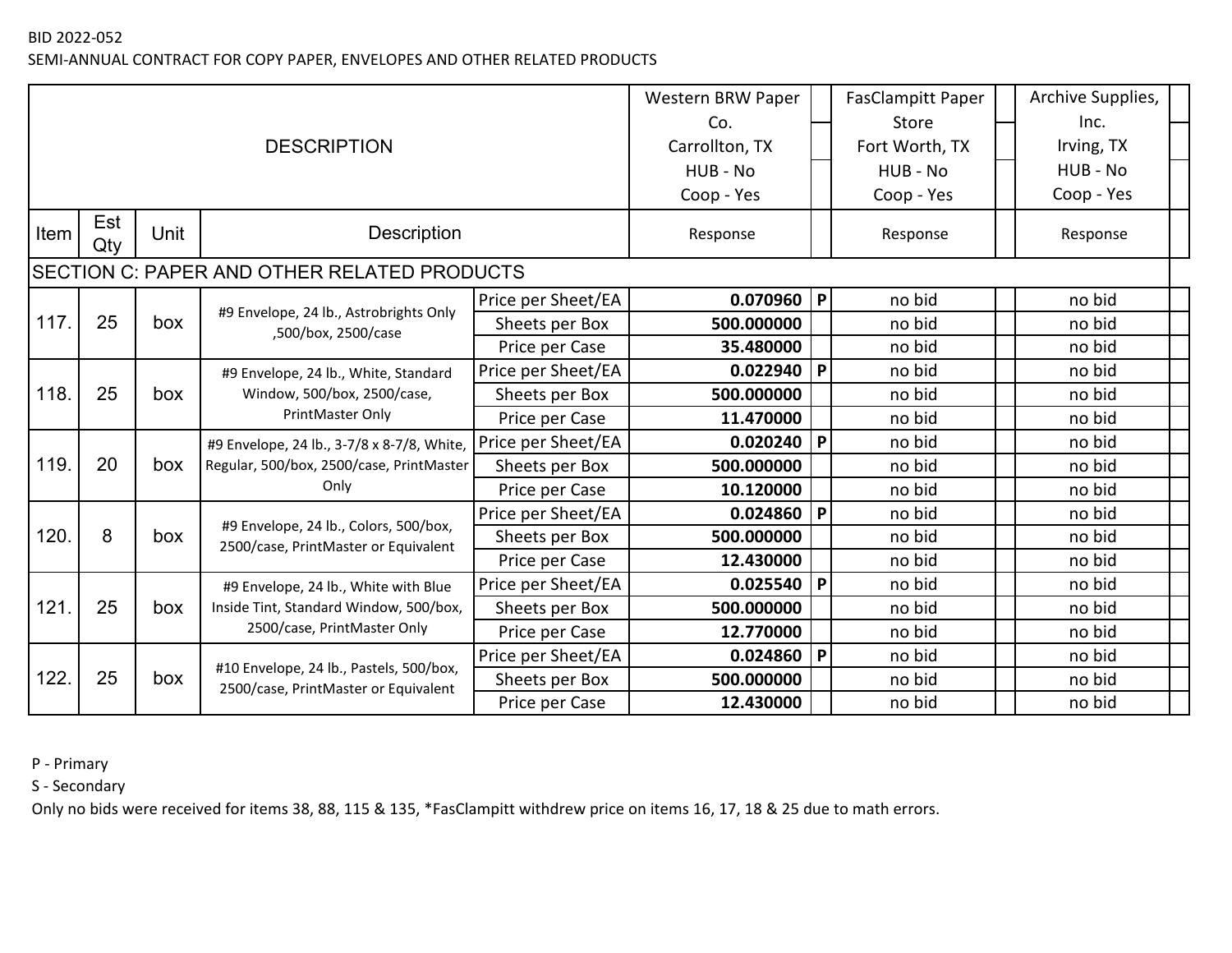BID 2022-052

SEMI-ANNUAL CONTRACT FOR COPY PAPER, ENVELOPES AND OTHER RELATED PRODUCTS

| DESCRIPTION | | | | | Western BRW Paper Co. Carrollton, TX HUB - No Coop - Yes | | FasClampitt Paper Store Fort Worth, TX HUB - No Coop - Yes | | Archive Supplies, Inc. Irving, TX HUB - No Coop - Yes | |
|---|---|---|---|---|---|---|---|---|---|---|
| Item | Est Qty | Unit | Description | | Response | | Response | | Response | |
| SECTION C: PAPER AND OTHER RELATED PRODUCTS | | | | | | | | | | |
| 117. | 25 | box | #9 Envelope, 24 lb., Astrobrights Only ,500/box, 2500/case | Price per Sheet/EA | 0.070960 | P | no bid | | no bid | |
| | | | | Sheets per Box | 500.000000 | | no bid | | no bid | |
| | | | | Price per Case | 35.480000 | | no bid | | no bid | |
| 118. | 25 | box | #9 Envelope, 24 lb., White, Standard Window, 500/box, 2500/case, PrintMaster Only | Price per Sheet/EA | 0.022940 | P | no bid | | no bid | |
| | | | | Sheets per Box | 500.000000 | | no bid | | no bid | |
| | | | | Price per Case | 11.470000 | | no bid | | no bid | |
| 119. | 20 | box | #9 Envelope, 24 lb., 3-7/8 x 8-7/8, White, Regular, 500/box, 2500/case, PrintMaster Only | Price per Sheet/EA | 0.020240 | P | no bid | | no bid | |
| | | | | Sheets per Box | 500.000000 | | no bid | | no bid | |
| | | | | Price per Case | 10.120000 | | no bid | | no bid | |
| 120. | 8 | box | #9 Envelope, 24 lb., Colors, 500/box, 2500/case, PrintMaster or Equivalent | Price per Sheet/EA | 0.024860 | P | no bid | | no bid | |
| | | | | Sheets per Box | 500.000000 | | no bid | | no bid | |
| | | | | Price per Case | 12.430000 | | no bid | | no bid | |
| 121. | 25 | box | #9 Envelope, 24 lb., White with Blue Inside Tint, Standard Window, 500/box, 2500/case, PrintMaster Only | Price per Sheet/EA | 0.025540 | P | no bid | | no bid | |
| | | | | Sheets per Box | 500.000000 | | no bid | | no bid | |
| | | | | Price per Case | 12.770000 | | no bid | | no bid | |
| 122. | 25 | box | #10 Envelope, 24 lb., Pastels, 500/box, 2500/case, PrintMaster or Equivalent | Price per Sheet/EA | 0.024860 | P | no bid | | no bid | |
| | | | | Sheets per Box | 500.000000 | | no bid | | no bid | |
| | | | | Price per Case | 12.430000 | | no bid | | no bid | |

P - Primary

S - Secondary

Only no bids were received for items 38, 88, 115 & 135, *FasClampitt withdrew price on items 16, 17, 18 & 25 due to math errors.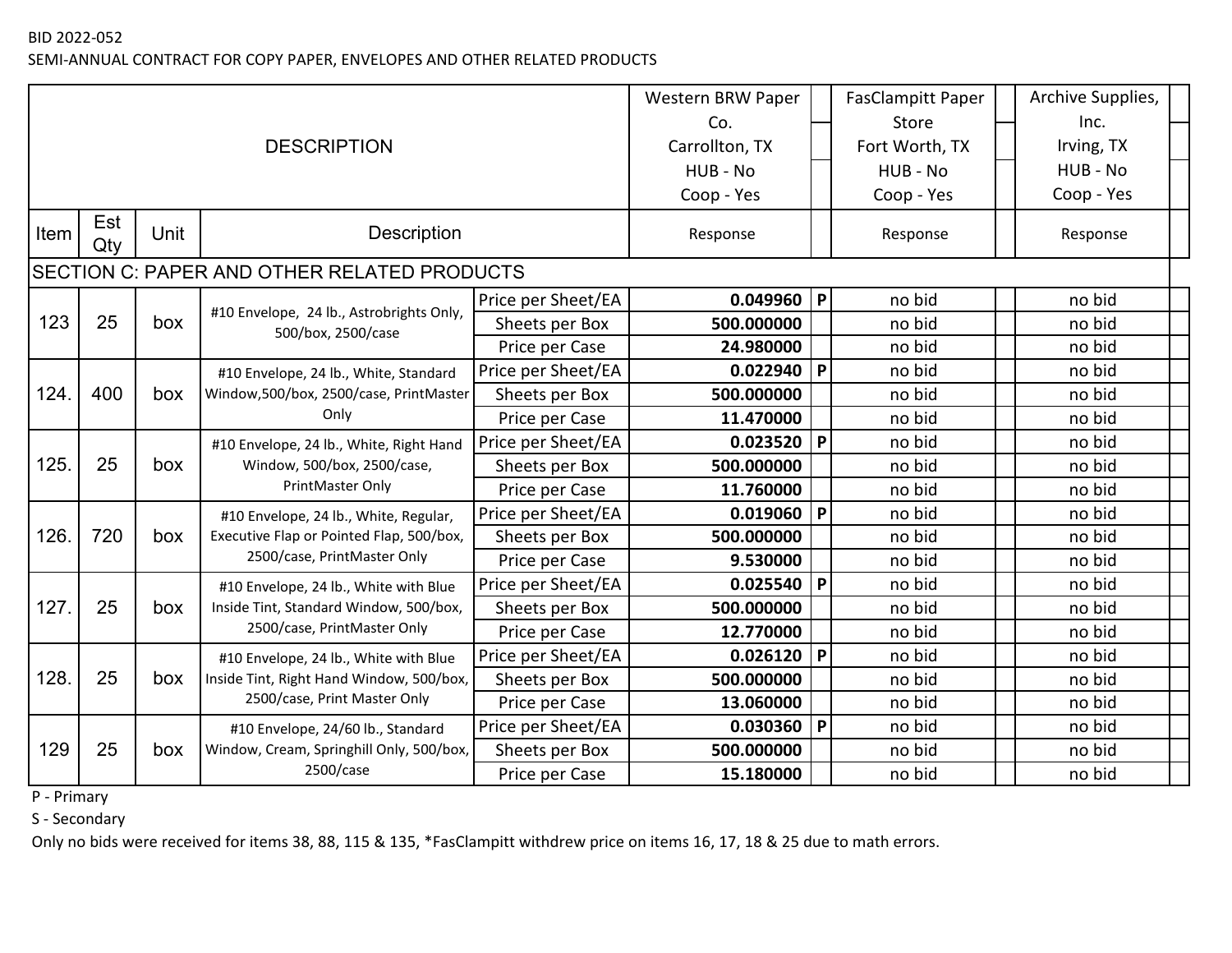BID 2022-052

SEMI-ANNUAL CONTRACT FOR COPY PAPER, ENVELOPES AND OTHER RELATED PRODUCTS

| DESCRIPTION | | | | | Western BRW Paper Co. Carrollton, TX HUB - No Coop - Yes | | FasClampitt Paper Store Fort Worth, TX HUB - No Coop - Yes | | Archive Supplies, Inc. Irving, TX HUB - No Coop - Yes | |
|---|---|---|---|---|---|---|---|---|---|---|
| Item | Est Qty | Unit | Description | | Response | | Response | | Response | |
| SECTION C: PAPER AND OTHER RELATED PRODUCTS | | | | | | | | | | |
| 123 | 25 | box | #10 Envelope, 24 lb., Astrobrights Only, 500/box, 2500/case | Price per Sheet/EA | **0.049960** | **P** | no bid | | no bid | |
| | | | | Sheets per Box | **500.000000** | | no bid | | no bid | |
| | | | | Price per Case | **24.980000** | | no bid | | no bid | |
| 124. | 400 | box | #10 Envelope, 24 lb., White, Standard Window,500/box, 2500/case, PrintMaster Only | Price per Sheet/EA | **0.022940** | **P** | no bid | | no bid | |
| | | | | Sheets per Box | **500.000000** | | no bid | | no bid | |
| | | | | Price per Case | **11.470000** | | no bid | | no bid | |
| 125. | 25 | box | #10 Envelope, 24 lb., White, Right Hand Window, 500/box, 2500/case, PrintMaster Only | Price per Sheet/EA | **0.023520** | **P** | no bid | | no bid | |
| | | | | Sheets per Box | **500.000000** | | no bid | | no bid | |
| | | | | Price per Case | **11.760000** | | no bid | | no bid | |
| 126. | 720 | box | #10 Envelope, 24 lb., White, Regular, Executive Flap or Pointed Flap, 500/box, 2500/case, PrintMaster Only | Price per Sheet/EA | **0.019060** | **P** | no bid | | no bid | |
| | | | | Sheets per Box | **500.000000** | | no bid | | no bid | |
| | | | | Price per Case | **9.530000** | | no bid | | no bid | |
| 127. | 25 | box | #10 Envelope, 24 lb., White with Blue Inside Tint, Standard Window, 500/box, 2500/case, PrintMaster Only | Price per Sheet/EA | **0.025540** | **P** | no bid | | no bid | |
| | | | | Sheets per Box | **500.000000** | | no bid | | no bid | |
| | | | | Price per Case | **12.770000** | | no bid | | no bid | |
| 128. | 25 | box | #10 Envelope, 24 lb., White with Blue Inside Tint, Right Hand Window, 500/box, 2500/case, Print Master Only | Price per Sheet/EA | **0.026120** | **P** | no bid | | no bid | |
| | | | | Sheets per Box | **500.000000** | | no bid | | no bid | |
| | | | | Price per Case | **13.060000** | | no bid | | no bid | |
| 129 | 25 | box | #10 Envelope, 24/60 lb., Standard Window, Cream, Springhill Only, 500/box, 2500/case | Price per Sheet/EA | **0.030360** | **P** | no bid | | no bid | |
| | | | | Sheets per Box | **500.000000** | | no bid | | no bid | |
| | | | | Price per Case | **15.180000** | | no bid | | no bid | |

P - Primary

S - Secondary

Only no bids were received for items 38, 88, 115 & 135, *FasClampitt withdrew price on items 16, 17, 18 & 25 due to math errors.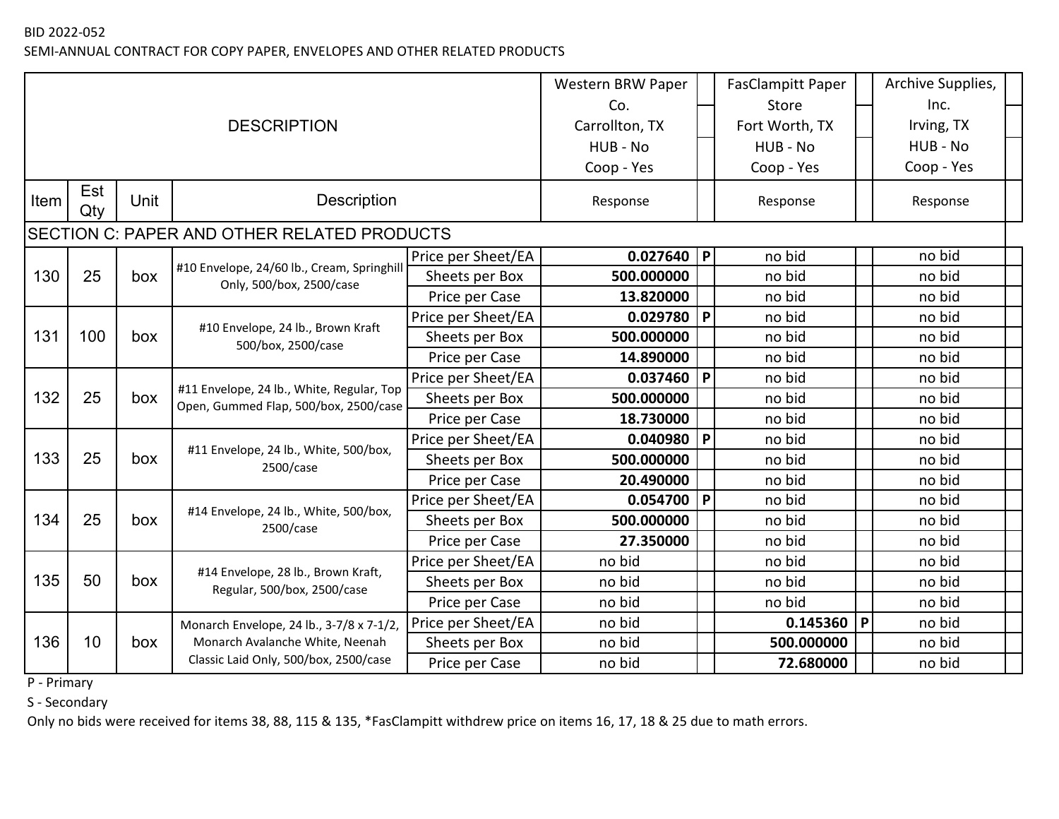BID 2022-052

SEMI-ANNUAL CONTRACT FOR COPY PAPER, ENVELOPES AND OTHER RELATED PRODUCTS

| DESCRIPTION | | | | | Western BRW Paper Co. Carrollton, TX HUB - No Coop - Yes | | FasClampitt Paper Store Fort Worth, TX HUB - No Coop - Yes | | Archive Supplies, Inc. Irving, TX HUB - No Coop - Yes | |
|---|---|---|---|---|---|---|---|---|---|---|
| Item | Est Qty | Unit | Description | | Response | | Response | | Response | |
| SECTION C: PAPER AND OTHER RELATED PRODUCTS | | | | | | | | | | |
| 130 | 25 | box | #10 Envelope, 24/60 lb., Cream, Springhill Only, 500/box, 2500/case | Price per Sheet/EA | **0.027640** | **P** | no bid | | no bid | |
| | | | | Sheets per Box | **500.000000** | | no bid | | no bid | |
| | | | | Price per Case | **13.820000** | | no bid | | no bid | |
| 131 | 100 | box | #10 Envelope, 24 lb., Brown Kraft 500/box, 2500/case | Price per Sheet/EA | **0.029780** | **P** | no bid | | no bid | |
| | | | | Sheets per Box | **500.000000** | | no bid | | no bid | |
| | | | | Price per Case | **14.890000** | | no bid | | no bid | |
| 132 | 25 | box | #11 Envelope, 24 lb., White, Regular, Top Open, Gummed Flap, 500/box, 2500/case | Price per Sheet/EA | **0.037460** | **P** | no bid | | no bid | |
| | | | | Sheets per Box | **500.000000** | | no bid | | no bid | |
| | | | | Price per Case | **18.730000** | | no bid | | no bid | |
| 133 | 25 | box | #11 Envelope, 24 lb., White, 500/box, 2500/case | Price per Sheet/EA | **0.040980** | **P** | no bid | | no bid | |
| | | | | Sheets per Box | **500.000000** | | no bid | | no bid | |
| | | | | Price per Case | **20.490000** | | no bid | | no bid | |
| 134 | 25 | box | #14 Envelope, 24 lb., White, 500/box, 2500/case | Price per Sheet/EA | **0.054700** | **P** | no bid | | no bid | |
| | | | | Sheets per Box | **500.000000** | | no bid | | no bid | |
| | | | | Price per Case | **27.350000** | | no bid | | no bid | |
| 135 | 50 | box | #14 Envelope, 28 lb., Brown Kraft, Regular, 500/box, 2500/case | Price per Sheet/EA | no bid | | no bid | | no bid | |
| | | | | Sheets per Box | no bid | | no bid | | no bid | |
| | | | | Price per Case | no bid | | no bid | | no bid | |
| 136 | 10 | box | Monarch Envelope, 24 lb., 3-7/8 x 7-1/2, Monarch Avalanche White, Neenah Classic Laid Only, 500/box, 2500/case | Price per Sheet/EA | no bid | | **0.145360** | **P** | no bid | |
| | | | | Sheets per Box | no bid | | **500.000000** | | no bid | |
| | | | | Price per Case | no bid | | **72.680000** | | no bid | |

P - Primary

S - Secondary

Only no bids were received for items 38, 88, 115 & 135, *FasClampitt withdrew price on items 16, 17, 18 & 25 due to math errors.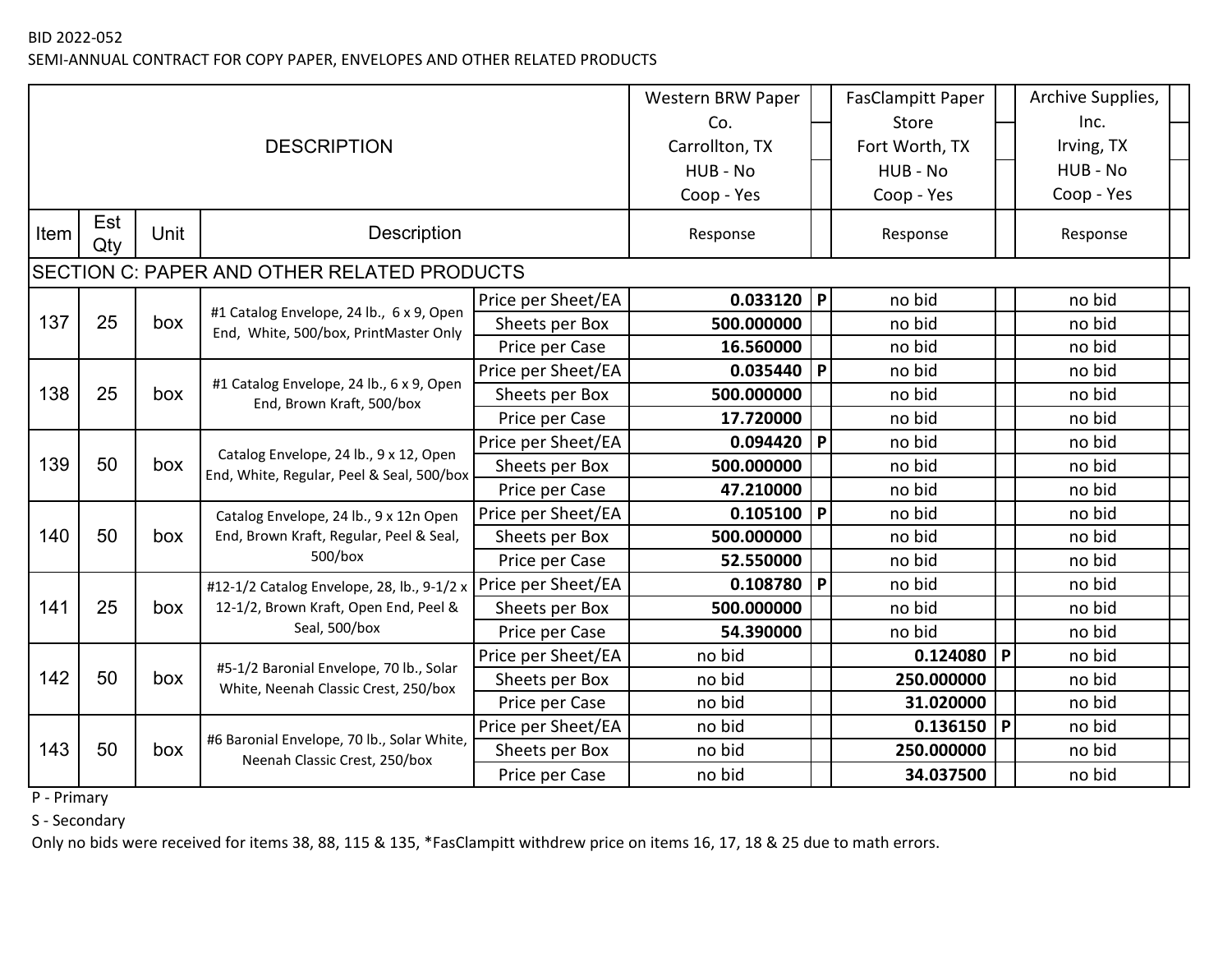BID 2022-052

SEMI-ANNUAL CONTRACT FOR COPY PAPER, ENVELOPES AND OTHER RELATED PRODUCTS

| DESCRIPTION | | | | | Western BRW Paper Co.<br>Carrollton, TX<br>HUB - No<br>Coop - Yes | | FasClampitt Paper Store<br>Fort Worth, TX<br>HUB - No<br>Coop - Yes | | Archive Supplies, Inc.<br>Irving, TX<br>HUB - No<br>Coop - Yes | |
|---|---|---|---|---|---|---|---|---|---|---|
| Item | Est Qty | Unit | Description | | Response | | Response | | Response | |
| SECTION C: PAPER AND OTHER RELATED PRODUCTS | | | | | | | | | | |
| 137 | 25 | box | #1 Catalog Envelope, 24 lb., 6 x 9, Open End, White, 500/box, PrintMaster Only | Price per Sheet/EA | **0.033120** | P | no bid | | no bid | |
| | | | | Sheets per Box | **500.000000** | | no bid | | no bid | |
| | | | | Price per Case | **16.560000** | | no bid | | no bid | |
| 138 | 25 | box | #1 Catalog Envelope, 24 lb., 6 x 9, Open End, Brown Kraft, 500/box | Price per Sheet/EA | **0.035440** | P | no bid | | no bid | |
| | | | | Sheets per Box | **500.000000** | | no bid | | no bid | |
| | | | | Price per Case | **17.720000** | | no bid | | no bid | |
| 139 | 50 | box | Catalog Envelope, 24 lb., 9 x 12, Open End, White, Regular, Peel & Seal, 500/box | Price per Sheet/EA | **0.094420** | P | no bid | | no bid | |
| | | | | Sheets per Box | **500.000000** | | no bid | | no bid | |
| | | | | Price per Case | **47.210000** | | no bid | | no bid | |
| 140 | 50 | box | Catalog Envelope, 24 lb., 9 x 12n Open End, Brown Kraft, Regular, Peel & Seal, 500/box | Price per Sheet/EA | **0.105100** | P | no bid | | no bid | |
| | | | | Sheets per Box | **500.000000** | | no bid | | no bid | |
| | | | | Price per Case | **52.550000** | | no bid | | no bid | |
| 141 | 25 | box | #12-1/2 Catalog Envelope, 28, lb., 9-1/2 x 12-1/2, Brown Kraft, Open End, Peel & Seal, 500/box | Price per Sheet/EA | **0.108780** | P | no bid | | no bid | |
| | | | | Sheets per Box | **500.000000** | | no bid | | no bid | |
| | | | | Price per Case | **54.390000** | | no bid | | no bid | |
| 142 | 50 | box | #5-1/2 Baronial Envelope, 70 lb., Solar White, Neenah Classic Crest, 250/box | Price per Sheet/EA | no bid | | **0.124080** | P | no bid | |
| | | | | Sheets per Box | no bid | | **250.000000** | | no bid | |
| | | | | Price per Case | no bid | | **31.020000** | | no bid | |
| 143 | 50 | box | #6 Baronial Envelope, 70 lb., Solar White, Neenah Classic Crest, 250/box | Price per Sheet/EA | no bid | | **0.136150** | P | no bid | |
| | | | | Sheets per Box | no bid | | **250.000000** | | no bid | |
| | | | | Price per Case | no bid | | **34.037500** | | no bid | |

P - Primary

S - Secondary

Only no bids were received for items 38, 88, 115 & 135, *FasClampitt withdrew price on items 16, 17, 18 & 25 due to math errors.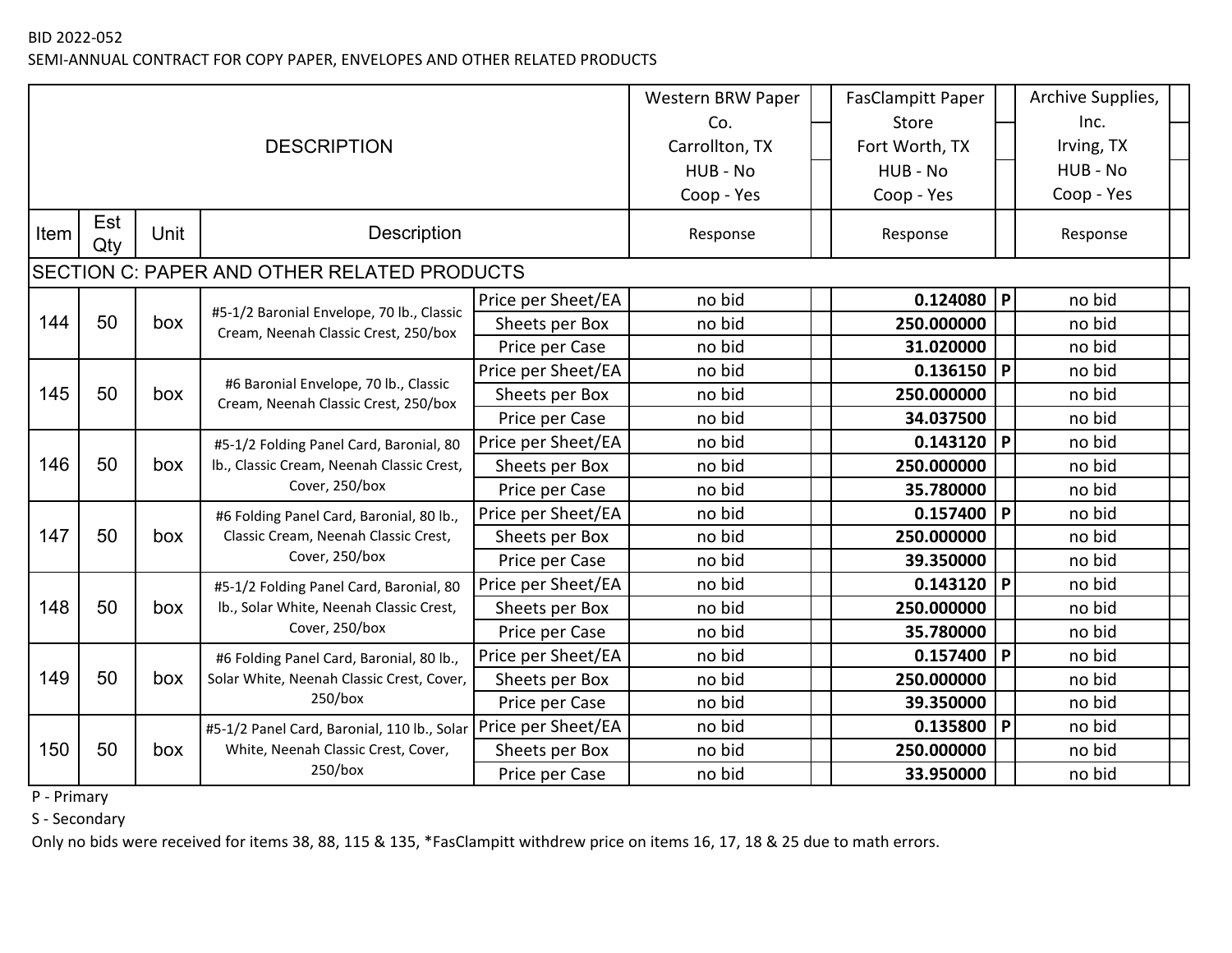BID 2022-052

SEMI-ANNUAL CONTRACT FOR COPY PAPER, ENVELOPES AND OTHER RELATED PRODUCTS

| DESCRIPTION | | | | | Western BRW Paper Co.<br>Carrollton, TX<br>HUB - No<br>Coop - Yes | | FasClampitt Paper Store<br>Fort Worth, TX<br>HUB - No<br>Coop - Yes | | Archive Supplies, Inc.<br>Irving, TX<br>HUB - No<br>Coop - Yes | |
|---|---|---|---|---|---|---|---|---|---|---|
| Item | Est Qty | Unit | Description | | Response | | Response | | Response | |
| SECTION C: PAPER AND OTHER RELATED PRODUCTS | | | | | | | | | | |
| 144 | 50 | box | #5-1/2 Baronial Envelope, 70 lb., Classic Cream, Neenah Classic Crest, 250/box | Price per Sheet/EA | no bid | | 0.124080 | P | no bid | |
| | | | | Sheets per Box | no bid | | 250.000000 | | no bid | |
| | | | | Price per Case | no bid | | 31.020000 | | no bid | |
| 145 | 50 | box | #6 Baronial Envelope, 70 lb., Classic Cream, Neenah Classic Crest, 250/box | Price per Sheet/EA | no bid | | 0.136150 | P | no bid | |
| | | | | Sheets per Box | no bid | | 250.000000 | | no bid | |
| | | | | Price per Case | no bid | | 34.037500 | | no bid | |
| 146 | 50 | box | #5-1/2 Folding Panel Card, Baronial, 80 lb., Classic Cream, Neenah Classic Crest, Cover, 250/box | Price per Sheet/EA | no bid | | 0.143120 | P | no bid | |
| | | | | Sheets per Box | no bid | | 250.000000 | | no bid | |
| | | | | Price per Case | no bid | | 35.780000 | | no bid | |
| 147 | 50 | box | #6 Folding Panel Card, Baronial, 80 lb., Classic Cream, Neenah Classic Crest, Cover, 250/box | Price per Sheet/EA | no bid | | 0.157400 | P | no bid | |
| | | | | Sheets per Box | no bid | | 250.000000 | | no bid | |
| | | | | Price per Case | no bid | | 39.350000 | | no bid | |
| 148 | 50 | box | #5-1/2 Folding Panel Card, Baronial, 80 lb., Solar White, Neenah Classic Crest, Cover, 250/box | Price per Sheet/EA | no bid | | 0.143120 | P | no bid | |
| | | | | Sheets per Box | no bid | | 250.000000 | | no bid | |
| | | | | Price per Case | no bid | | 35.780000 | | no bid | |
| 149 | 50 | box | #6 Folding Panel Card, Baronial, 80 lb., Solar White, Neenah Classic Crest, Cover, 250/box | Price per Sheet/EA | no bid | | 0.157400 | P | no bid | |
| | | | | Sheets per Box | no bid | | 250.000000 | | no bid | |
| | | | | Price per Case | no bid | | 39.350000 | | no bid | |
| 150 | 50 | box | #5-1/2 Panel Card, Baronial, 110 lb., Solar White, Neenah Classic Crest, Cover, 250/box | Price per Sheet/EA | no bid | | 0.135800 | P | no bid | |
| | | | | Sheets per Box | no bid | | 250.000000 | | no bid | |
| | | | | Price per Case | no bid | | 33.950000 | | no bid | |

P - Primary

S - Secondary

Only no bids were received for items 38, 88, 115 & 135, *FasClampitt withdrew price on items 16, 17, 18 & 25 due to math errors.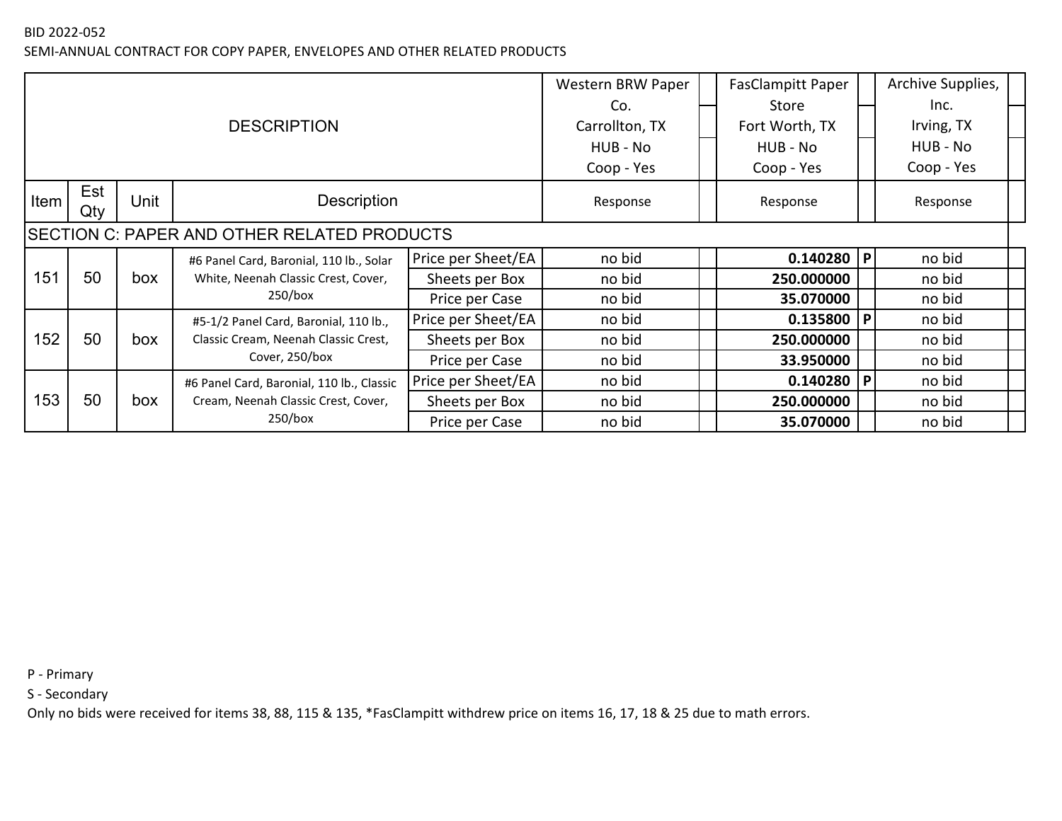BID 2022-052

SEMI-ANNUAL CONTRACT FOR COPY PAPER, ENVELOPES AND OTHER RELATED PRODUCTS

| DESCRIPTION | | | | | Western BRW Paper Co.<br>Carrollton, TX<br>HUB - No<br>Coop - Yes | | FasClampitt Paper Store<br>Fort Worth, TX<br>HUB - No<br>Coop - Yes | | Archive Supplies, Inc.<br>Irving, TX<br>HUB - No<br>Coop - Yes | |
|---|---|---|---|---|---|---|---|---|---|---|
| Item | Est Qty | Unit | Description | | Response | | Response | | Response | |
| SECTION C: PAPER AND OTHER RELATED PRODUCTS | | | | | | | | | | |
| 151 | 50 | box | #6 Panel Card, Baronial, 110 lb., Solar White, Neenah Classic Crest, Cover, 250/box | Price per Sheet/EA | no bid | | **0.140280** | **P** | no bid | |
| | | | | Sheets per Box | no bid | | **250.000000** | | no bid | |
| | | | | Price per Case | no bid | | **35.070000** | | no bid | |
| 152 | 50 | box | #5-1/2 Panel Card, Baronial, 110 lb., Classic Cream, Neenah Classic Crest, Cover, 250/box | Price per Sheet/EA | no bid | | **0.135800** | **P** | no bid | |
| | | | | Sheets per Box | no bid | | **250.000000** | | no bid | |
| | | | | Price per Case | no bid | | **33.950000** | | no bid | |
| 153 | 50 | box | #6 Panel Card, Baronial, 110 lb., Classic Cream, Neenah Classic Crest, Cover, 250/box | Price per Sheet/EA | no bid | | **0.140280** | **P** | no bid | |
| | | | | Sheets per Box | no bid | | **250.000000** | | no bid | |
| | | | | Price per Case | no bid | | **35.070000** | | no bid | |

P - Primary

S - Secondary

Only no bids were received for items 38, 88, 115 & 135, *FasClampitt withdrew price on items 16, 17, 18 & 25 due to math errors.